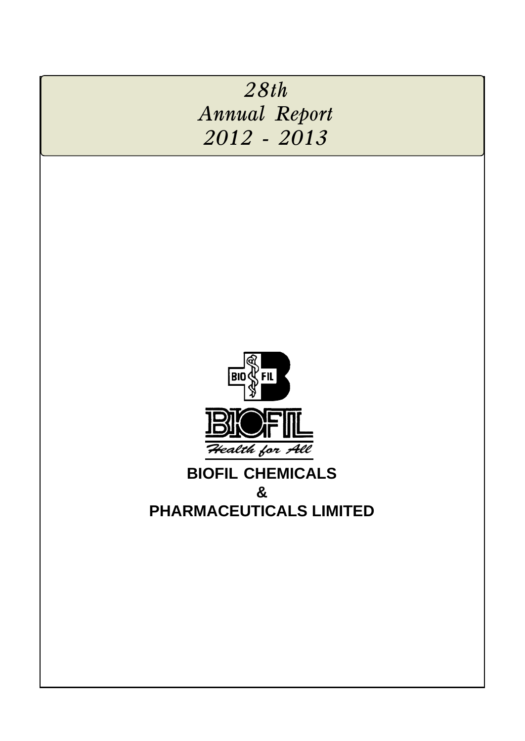*28th*
*Annual Report*
*2012 - 2013*

BIO FIL

BIOFIL

*Health for All*

# BIOFIL CHEMICALS
# &
# PHARMACEUTICALS LIMITED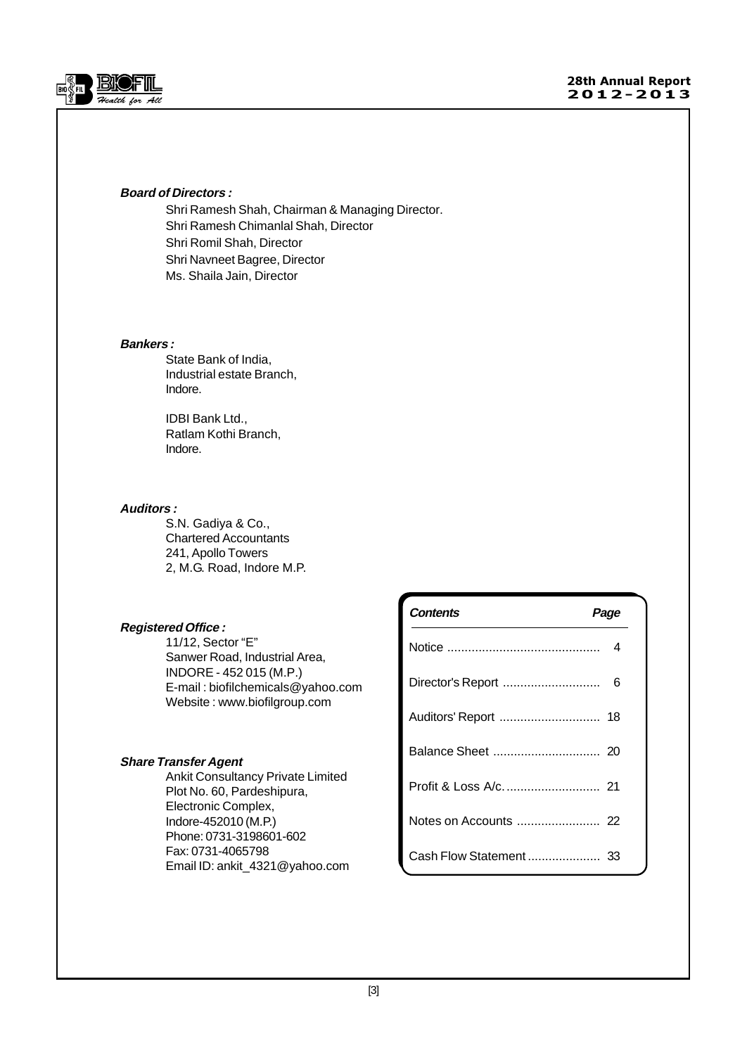***Board of Directors :***

Shri Ramesh Shah, Chairman & Managing Director.
Shri Ramesh Chimanlal Shah, Director
Shri Romil Shah, Director
Shri Navneet Bagree, Director
Ms. Shaila Jain, Director

***Bankers :***

State Bank of India,
Industrial estate Branch,
Indore.

IDBI Bank Ltd.,
Ratlam Kothi Branch,
Indore.

***Auditors :***

S.N. Gadiya & Co.,
Chartered Accountants
241, Apollo Towers
2, M.G. Road, Indore M.P.

***Registered Office :***

11/12, Sector "E"
Sanwer Road, Industrial Area,
INDORE - 452 015 (M.P.)
E-mail : biofilchemicals@yahoo.com
Website : www.biofilgroup.com

***Share Transfer Agent***

Ankit Consultancy Private Limited
Plot No. 60, Pardeshipura,
Electronic Complex,
Indore-452010 (M.P.)
Phone: 0731-3198601-602
Fax: 0731-4065798
Email ID: ankit_4321@yahoo.com

| *Contents* | *Page* |
|---|---|
| Notice | 4 |
| Director's Report | 6 |
| Auditors' Report | 18 |
| Balance Sheet | 20 |
| Profit & Loss A/c. | 21 |
| Notes on Accounts | 22 |
| Cash Flow Statement | 33 |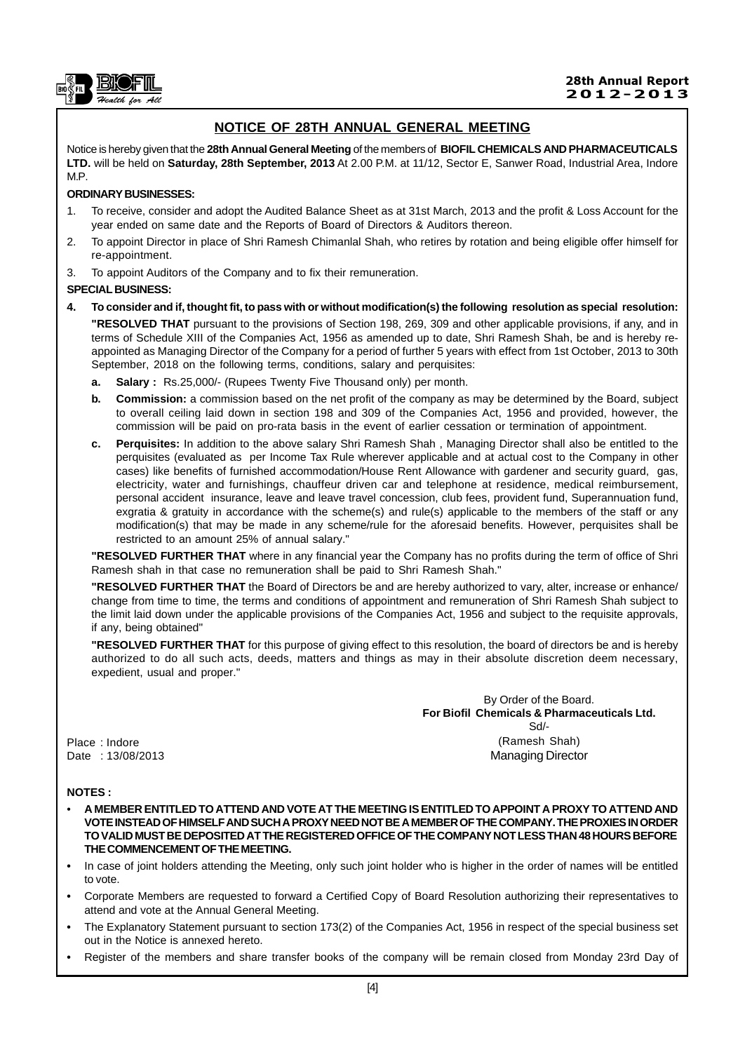## NOTICE OF 28TH ANNUAL GENERAL MEETING

Notice is hereby given that the **28th Annual General Meeting** of the members of **BIOFIL CHEMICALS AND PHARMACEUTICALS LTD.** will be held on **Saturday, 28th September, 2013** At 2.00 P.M. at 11/12, Sector E, Sanwer Road, Industrial Area, Indore M.P.

**ORDINARY BUSINESSES:**

1. To receive, consider and adopt the Audited Balance Sheet as at 31st March, 2013 and the profit & Loss Account for the year ended on same date and the Reports of Board of Directors & Auditors thereon.
2. To appoint Director in place of Shri Ramesh Chimanlal Shah, who retires by rotation and being eligible offer himself for re-appointment.
3. To appoint Auditors of the Company and to fix their remuneration.

**SPECIAL BUSINESS:**

4. **To consider and if, thought fit, to pass with or without modification(s) the following resolution as special resolution:**

   **"RESOLVED THAT** pursuant to the provisions of Section 198, 269, 309 and other applicable provisions, if any, and in terms of Schedule XIII of the Companies Act, 1956 as amended up to date, Shri Ramesh Shah, be and is hereby re-appointed as Managing Director of the Company for a period of further 5 years with effect from 1st October, 2013 to 30th September, 2018 on the following terms, conditions, salary and perquisites:

   **a. Salary :** Rs.25,000/- (Rupees Twenty Five Thousand only) per month.

   **b. Commission:** a commission based on the net profit of the company as may be determined by the Board, subject to overall ceiling laid down in section 198 and 309 of the Companies Act, 1956 and provided, however, the commission will be paid on pro-rata basis in the event of earlier cessation or termination of appointment.

   **c. Perquisites:** In addition to the above salary Shri Ramesh Shah , Managing Director shall also be entitled to the perquisites (evaluated as per Income Tax Rule wherever applicable and at actual cost to the Company in other cases) like benefits of furnished accommodation/House Rent Allowance with gardener and security guard, gas, electricity, water and furnishings, chauffeur driven car and telephone at residence, medical reimbursement, personal accident insurance, leave and leave travel concession, club fees, provident fund, Superannuation fund, exgratia & gratuity in accordance with the scheme(s) and rule(s) applicable to the members of the staff or any modification(s) that may be made in any scheme/rule for the aforesaid benefits. However, perquisites shall be restricted to an amount 25% of annual salary."

   **"RESOLVED FURTHER THAT** where in any financial year the Company has no profits during the term of office of Shri Ramesh shah in that case no remuneration shall be paid to Shri Ramesh Shah."

   **"RESOLVED FURTHER THAT** the Board of Directors be and are hereby authorized to vary, alter, increase or enhance/ change from time to time, the terms and conditions of appointment and remuneration of Shri Ramesh Shah subject to the limit laid down under the applicable provisions of the Companies Act, 1956 and subject to the requisite approvals, if any, being obtained"

   **"RESOLVED FURTHER THAT** for this purpose of giving effect to this resolution, the board of directors be and is hereby authorized to do all such acts, deeds, matters and things as may in their absolute discretion deem necessary, expedient, usual and proper."

By Order of the Board.
**For Biofil Chemicals & Pharmaceuticals Ltd.**
Sd/-
(Ramesh Shah)
Managing Director

Place : Indore
Date : 13/08/2013

**NOTES :**

- **A MEMBER ENTITLED TO ATTEND AND VOTE AT THE MEETING IS ENTITLED TO APPOINT A PROXY TO ATTEND AND VOTE INSTEAD OF HIMSELF AND SUCH A PROXY NEED NOT BE A MEMBER OF THE COMPANY. THE PROXIES IN ORDER TO VALID MUST BE DEPOSITED AT THE REGISTERED OFFICE OF THE COMPANY NOT LESS THAN 48 HOURS BEFORE THE COMMENCEMENT OF THE MEETING.**
- In case of joint holders attending the Meeting, only such joint holder who is higher in the order of names will be entitled to vote.
- Corporate Members are requested to forward a Certified Copy of Board Resolution authorizing their representatives to attend and vote at the Annual General Meeting.
- The Explanatory Statement pursuant to section 173(2) of the Companies Act, 1956 in respect of the special business set out in the Notice is annexed hereto.
- Register of the members and share transfer books of the company will be remain closed from Monday 23rd Day of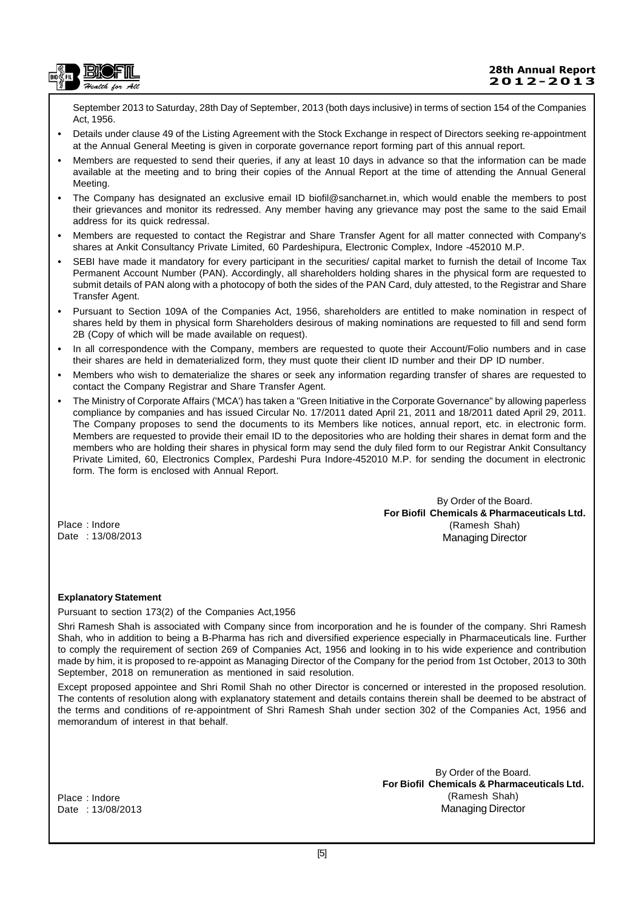September 2013 to Saturday, 28th Day of September, 2013 (both days inclusive) in terms of section 154 of the Companies Act, 1956.

- Details under clause 49 of the Listing Agreement with the Stock Exchange in respect of Directors seeking re-appointment at the Annual General Meeting is given in corporate governance report forming part of this annual report.
- Members are requested to send their queries, if any at least 10 days in advance so that the information can be made available at the meeting and to bring their copies of the Annual Report at the time of attending the Annual General Meeting.
- The Company has designated an exclusive email ID biofil@sancharnet.in, which would enable the members to post their grievances and monitor its redressed. Any member having any grievance may post the same to the said Email address for its quick redressal.
- Members are requested to contact the Registrar and Share Transfer Agent for all matter connected with Company's shares at Ankit Consultancy Private Limited, 60 Pardeshipura, Electronic Complex, Indore -452010 M.P.
- SEBI have made it mandatory for every participant in the securities/ capital market to furnish the detail of Income Tax Permanent Account Number (PAN). Accordingly, all shareholders holding shares in the physical form are requested to submit details of PAN along with a photocopy of both the sides of the PAN Card, duly attested, to the Registrar and Share Transfer Agent.
- Pursuant to Section 109A of the Companies Act, 1956, shareholders are entitled to make nomination in respect of shares held by them in physical form Shareholders desirous of making nominations are requested to fill and send form 2B (Copy of which will be made available on request).
- In all correspondence with the Company, members are requested to quote their Account/Folio numbers and in case their shares are held in dematerialized form, they must quote their client ID number and their DP ID number.
- Members who wish to dematerialize the shares or seek any information regarding transfer of shares are requested to contact the Company Registrar and Share Transfer Agent.
- The Ministry of Corporate Affairs ('MCA') has taken a "Green Initiative in the Corporate Governance" by allowing paperless compliance by companies and has issued Circular No. 17/2011 dated April 21, 2011 and 18/2011 dated April 29, 2011. The Company proposes to send the documents to its Members like notices, annual report, etc. in electronic form. Members are requested to provide their email ID to the depositories who are holding their shares in demat form and the members who are holding their shares in physical form may send the duly filed form to our Registrar Ankit Consultancy Private Limited, 60, Electronics Complex, Pardeshi Pura Indore-452010 M.P. for sending the document in electronic form. The form is enclosed with Annual Report.

By Order of the Board.
**For Biofil Chemicals & Pharmaceuticals Ltd.**
(Ramesh Shah)
Managing Director

Place : Indore
Date : 13/08/2013

**Explanatory Statement**

Pursuant to section 173(2) of the Companies Act,1956

Shri Ramesh Shah is associated with Company since from incorporation and he is founder of the company. Shri Ramesh Shah, who in addition to being a B-Pharma has rich and diversified experience especially in Pharmaceuticals line. Further to comply the requirement of section 269 of Companies Act, 1956 and looking in to his wide experience and contribution made by him, it is proposed to re-appoint as Managing Director of the Company for the period from 1st October, 2013 to 30th September, 2018 on remuneration as mentioned in said resolution.

Except proposed appointee and Shri Romil Shah no other Director is concerned or interested in the proposed resolution. The contents of resolution along with explanatory statement and details contains therein shall be deemed to be abstract of the terms and conditions of re-appointment of Shri Ramesh Shah under section 302 of the Companies Act, 1956 and memorandum of interest in that behalf.

By Order of the Board.
**For Biofil Chemicals & Pharmaceuticals Ltd.**
(Ramesh Shah)
Managing Director

Place : Indore
Date : 13/08/2013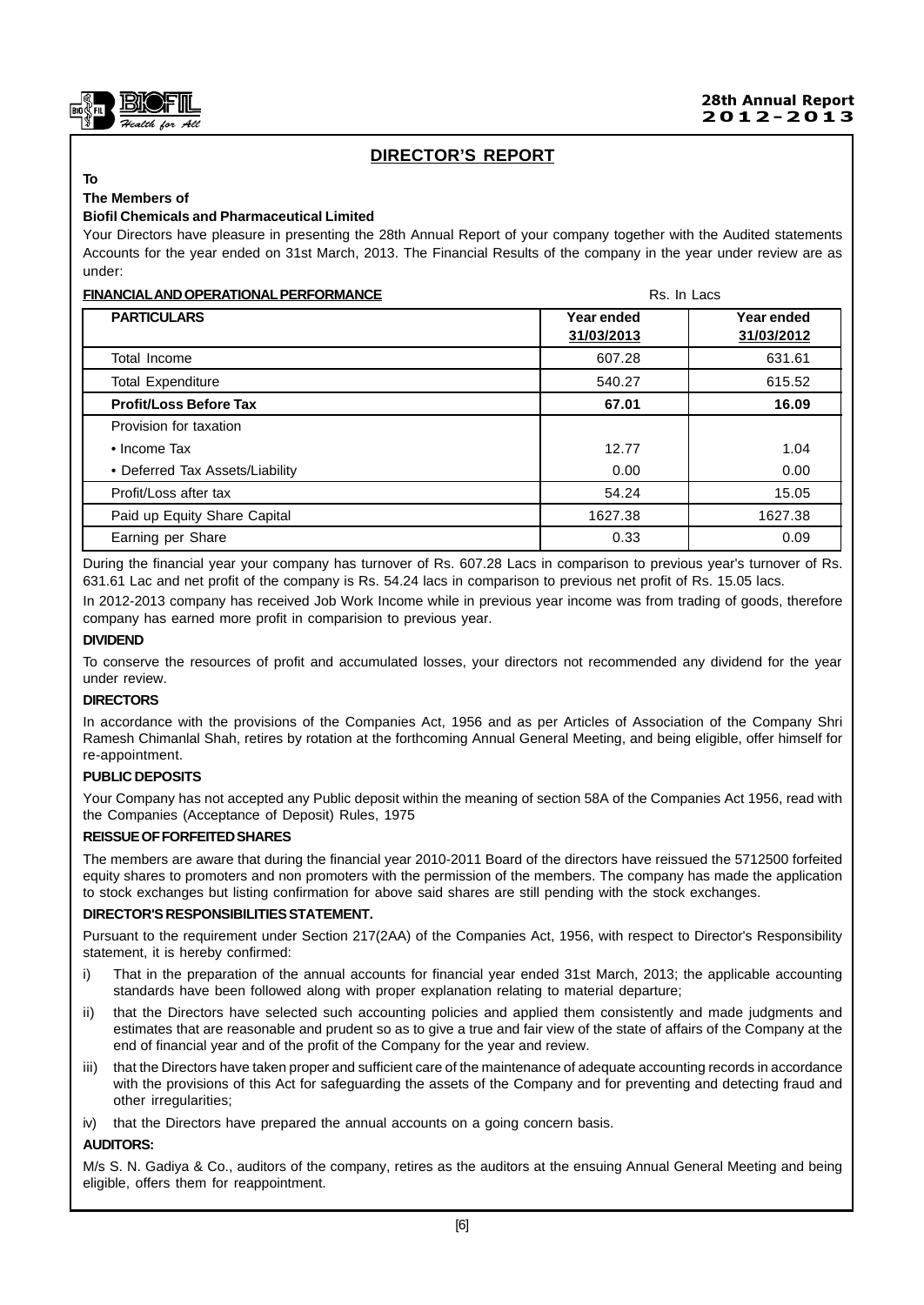# DIRECTOR'S REPORT

**To**

**The Members of**

**Biofil Chemicals and Pharmaceutical Limited**

Your Directors have pleasure in presenting the 28th Annual Report of your company together with the Audited statements Accounts for the year ended on 31st March, 2013. The Financial Results of the company in the year under review are as under:

**FINANCIAL AND OPERATIONAL PERFORMANCE** Rs. In Lacs

| PARTICULARS | Year ended 31/03/2013 | Year ended 31/03/2012 |
|---|---|---|
| Total Income | 607.28 | 631.61 |
| Total Expenditure | 540.27 | 615.52 |
| **Profit/Loss Before Tax** | **67.01** | **16.09** |
| Provision for taxation | | |
| • Income Tax | 12.77 | 1.04 |
| • Deferred Tax Assets/Liability | 0.00 | 0.00 |
| Profit/Loss after tax | 54.24 | 15.05 |
| Paid up Equity Share Capital | 1627.38 | 1627.38 |
| Earning per Share | 0.33 | 0.09 |

During the financial year your company has turnover of Rs. 607.28 Lacs in comparison to previous year's turnover of Rs. 631.61 Lac and net profit of the company is Rs. 54.24 lacs in comparison to previous net profit of Rs. 15.05 lacs.

In 2012-2013 company has received Job Work Income while in previous year income was from trading of goods, therefore company has earned more profit in comparision to previous year.

**DIVIDEND**

To conserve the resources of profit and accumulated losses, your directors not recommended any dividend for the year under review.

**DIRECTORS**

In accordance with the provisions of the Companies Act, 1956 and as per Articles of Association of the Company Shri Ramesh Chimanlal Shah, retires by rotation at the forthcoming Annual General Meeting, and being eligible, offer himself for re-appointment.

**PUBLIC DEPOSITS**

Your Company has not accepted any Public deposit within the meaning of section 58A of the Companies Act 1956, read with the Companies (Acceptance of Deposit) Rules, 1975

**REISSUE OF FORFEITED SHARES**

The members are aware that during the financial year 2010-2011 Board of the directors have reissued the 5712500 forfeited equity shares to promoters and non promoters with the permission of the members. The company has made the application to stock exchanges but listing confirmation for above said shares are still pending with the stock exchanges.

**DIRECTOR'S RESPONSIBILITIES STATEMENT.**

Pursuant to the requirement under Section 217(2AA) of the Companies Act, 1956, with respect to Director's Responsibility statement, it is hereby confirmed:

i) That in the preparation of the annual accounts for financial year ended 31st March, 2013; the applicable accounting standards have been followed along with proper explanation relating to material departure;

ii) that the Directors have selected such accounting policies and applied them consistently and made judgments and estimates that are reasonable and prudent so as to give a true and fair view of the state of affairs of the Company at the end of financial year and of the profit of the Company for the year and review.

iii) that the Directors have taken proper and sufficient care of the maintenance of adequate accounting records in accordance with the provisions of this Act for safeguarding the assets of the Company and for preventing and detecting fraud and other irregularities;

iv) that the Directors have prepared the annual accounts on a going concern basis.

**AUDITORS:**

M/s S. N. Gadiya & Co., auditors of the company, retires as the auditors at the ensuing Annual General Meeting and being eligible, offers them for reappointment.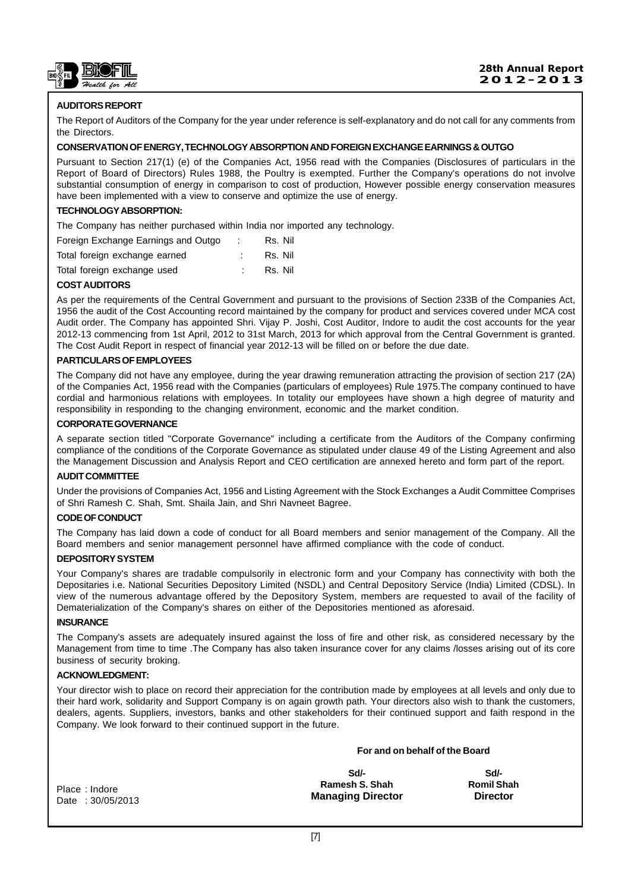**AUDITORS REPORT**

The Report of Auditors of the Company for the year under reference is self-explanatory and do not call for any comments from the Directors.

**CONSERVATION OF ENERGY, TECHNOLOGY ABSORPTION AND FOREIGN EXCHANGE EARNINGS & OUTGO**

Pursuant to Section 217(1) (e) of the Companies Act, 1956 read with the Companies (Disclosures of particulars in the Report of Board of Directors) Rules 1988, the Poultry is exempted. Further the Company's operations do not involve substantial consumption of energy in comparison to cost of production, However possible energy conservation measures have been implemented with a view to conserve and optimize the use of energy.

**TECHNOLOGY ABSORPTION:**

The Company has neither purchased within India nor imported any technology.

| | | |
|---|---|---|
| Foreign Exchange Earnings and Outgo | : | Rs. Nil |
| Total foreign exchange earned | : | Rs. Nil |
| Total foreign exchange used | : | Rs. Nil |

**COST AUDITORS**

As per the requirements of the Central Government and pursuant to the provisions of Section 233B of the Companies Act, 1956 the audit of the Cost Accounting record maintained by the company for product and services covered under MCA cost Audit order. The Company has appointed Shri. Vijay P. Joshi, Cost Auditor, Indore to audit the cost accounts for the year 2012-13 commencing from 1st April, 2012 to 31st March, 2013 for which approval from the Central Government is granted. The Cost Audit Report in respect of financial year 2012-13 will be filled on or before the due date.

**PARTICULARS OF EMPLOYEES**

The Company did not have any employee, during the year drawing remuneration attracting the provision of section 217 (2A) of the Companies Act, 1956 read with the Companies (particulars of employees) Rule 1975.The company continued to have cordial and harmonious relations with employees. In totality our employees have shown a high degree of maturity and responsibility in responding to the changing environment, economic and the market condition.

**CORPORATE GOVERNANCE**

A separate section titled "Corporate Governance" including a certificate from the Auditors of the Company confirming compliance of the conditions of the Corporate Governance as stipulated under clause 49 of the Listing Agreement and also the Management Discussion and Analysis Report and CEO certification are annexed hereto and form part of the report.

**AUDIT COMMITTEE**

Under the provisions of Companies Act, 1956 and Listing Agreement with the Stock Exchanges a Audit Committee Comprises of Shri Ramesh C. Shah, Smt. Shaila Jain, and Shri Navneet Bagree.

**CODE OF CONDUCT**

The Company has laid down a code of conduct for all Board members and senior management of the Company. All the Board members and senior management personnel have affirmed compliance with the code of conduct.

**DEPOSITORY SYSTEM**

Your Company's shares are tradable compulsorily in electronic form and your Company has connectivity with both the Depositaries i.e. National Securities Depository Limited (NSDL) and Central Depository Service (India) Limited (CDSL). In view of the numerous advantage offered by the Depository System, members are requested to avail of the facility of Dematerialization of the Company's shares on either of the Depositories mentioned as aforesaid.

**INSURANCE**

The Company's assets are adequately insured against the loss of fire and other risk, as considered necessary by the Management from time to time .The Company has also taken insurance cover for any claims /losses arising out of its core business of security broking.

**ACKNOWLEDGMENT:**

Your director wish to place on record their appreciation for the contribution made by employees at all levels and only due to their hard work, solidarity and Support Company is on again growth path. Your directors also wish to thank the customers, dealers, agents. Suppliers, investors, banks and other stakeholders for their continued support and faith respond in the Company. We look forward to their continued support in the future.

**For and on behalf of the Board**

| | | |
|---|---|---|
| | **Sd/-** | **Sd/-** |
| Place : Indore | **Ramesh S. Shah** | **Romil Shah** |
| Date : 30/05/2013 | **Managing Director** | **Director** |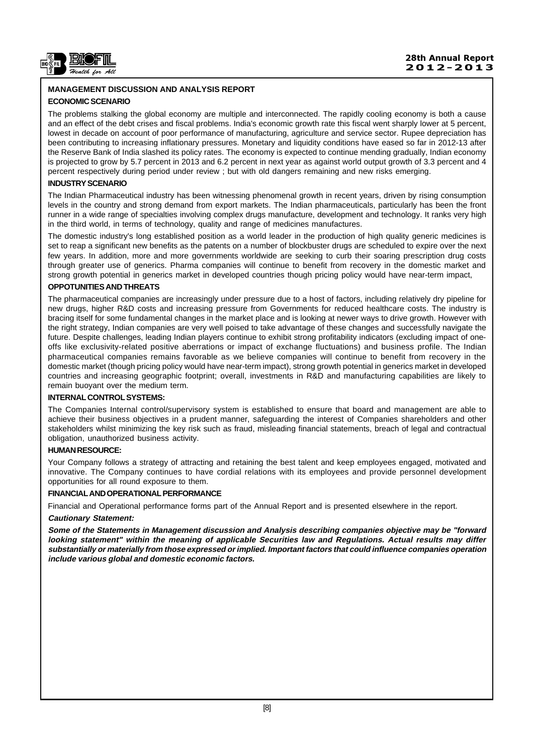## MANAGEMENT DISCUSSION AND ANALYSIS REPORT

### ECONOMIC SCENARIO

The problems stalking the global economy are multiple and interconnected. The rapidly cooling economy is both a cause and an effect of the debt crises and fiscal problems. India's economic growth rate this fiscal went sharply lower at 5 percent, lowest in decade on account of poor performance of manufacturing, agriculture and service sector. Rupee depreciation has been contributing to increasing inflationary pressures. Monetary and liquidity conditions have eased so far in 2012-13 after the Reserve Bank of India slashed its policy rates. The economy is expected to continue mending gradually, Indian economy is projected to grow by 5.7 percent in 2013 and 6.2 percent in next year as against world output growth of 3.3 percent and 4 percent respectively during period under review ; but with old dangers remaining and new risks emerging.

### INDUSTRY SCENARIO

The Indian Pharmaceutical industry has been witnessing phenomenal growth in recent years, driven by rising consumption levels in the country and strong demand from export markets. The Indian pharmaceuticals, particularly has been the front runner in a wide range of specialties involving complex drugs manufacture, development and technology. It ranks very high in the third world, in terms of technology, quality and range of medicines manufactures.

The domestic industry's long established position as a world leader in the production of high quality generic medicines is set to reap a significant new benefits as the patents on a number of blockbuster drugs are scheduled to expire over the next few years. In addition, more and more governments worldwide are seeking to curb their soaring prescription drug costs through greater use of generics. Pharma companies will continue to benefit from recovery in the domestic market and strong growth potential in generics market in developed countries though pricing policy would have near-term impact,

### OPPOTUNITIES AND THREATS

The pharmaceutical companies are increasingly under pressure due to a host of factors, including relatively dry pipeline for new drugs, higher R&D costs and increasing pressure from Governments for reduced healthcare costs. The industry is bracing itself for some fundamental changes in the market place and is looking at newer ways to drive growth. However with the right strategy, Indian companies are very well poised to take advantage of these changes and successfully navigate the future. Despite challenges, leading Indian players continue to exhibit strong profitability indicators (excluding impact of one-offs like exclusivity-related positive aberrations or impact of exchange fluctuations) and business profile. The Indian pharmaceutical companies remains favorable as we believe companies will continue to benefit from recovery in the domestic market (though pricing policy would have near-term impact), strong growth potential in generics market in developed countries and increasing geographic footprint; overall, investments in R&D and manufacturing capabilities are likely to remain buoyant over the medium term.

### INTERNAL CONTROL SYSTEMS:

The Companies Internal control/supervisory system is established to ensure that board and management are able to achieve their business objectives in a prudent manner, safeguarding the interest of Companies shareholders and other stakeholders whilst minimizing the key risk such as fraud, misleading financial statements, breach of legal and contractual obligation, unauthorized business activity.

### HUMAN RESOURCE:

Your Company follows a strategy of attracting and retaining the best talent and keep employees engaged, motivated and innovative. The Company continues to have cordial relations with its employees and provide personnel development opportunities for all round exposure to them.

### FINANCIAL AND OPERATIONAL PERFORMANCE

Financial and Operational performance forms part of the Annual Report and is presented elsewhere in the report.

***Cautionary Statement:***

***Some of the Statements in Management discussion and Analysis describing companies objective may be "forward looking statement" within the meaning of applicable Securities law and Regulations. Actual results may differ substantially or materially from those expressed or implied. Important factors that could influence companies operation include various global and domestic economic factors.***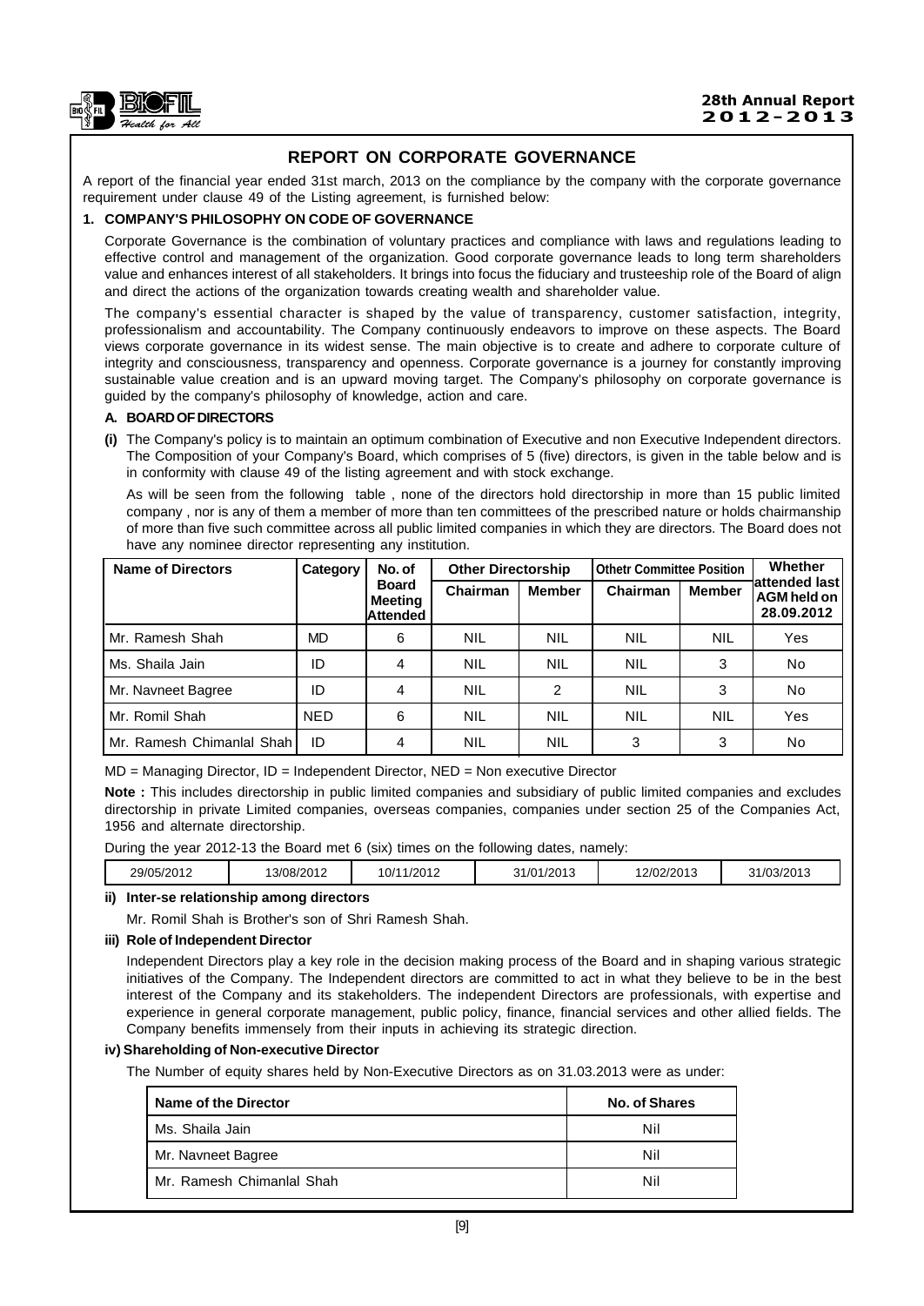## REPORT ON CORPORATE GOVERNANCE

A report of the financial year ended 31st march, 2013 on the compliance by the company with the corporate governance requirement under clause 49 of the Listing agreement, is furnished below:

### 1. COMPANY'S PHILOSOPHY ON CODE OF GOVERNANCE

Corporate Governance is the combination of voluntary practices and compliance with laws and regulations leading to effective control and management of the organization. Good corporate governance leads to long term shareholders value and enhances interest of all stakeholders. It brings into focus the fiduciary and trusteeship role of the Board of align and direct the actions of the organization towards creating wealth and shareholder value.

The company's essential character is shaped by the value of transparency, customer satisfaction, integrity, professionalism and accountability. The Company continuously endeavors to improve on these aspects. The Board views corporate governance in its widest sense. The main objective is to create and adhere to corporate culture of integrity and consciousness, transparency and openness. Corporate governance is a journey for constantly improving sustainable value creation and is an upward moving target. The Company's philosophy on corporate governance is guided by the company's philosophy of knowledge, action and care.

#### A. BOARD OF DIRECTORS

**(i)** The Company's policy is to maintain an optimum combination of Executive and non Executive Independent directors. The Composition of your Company's Board, which comprises of 5 (five) directors, is given in the table below and is in conformity with clause 49 of the listing agreement and with stock exchange.

As will be seen from the following table , none of the directors hold directorship in more than 15 public limited company , nor is any of them a member of more than ten committees of the prescribed nature or holds chairmanship of more than five such committee across all public limited companies in which they are directors. The Board does not have any nominee director representing any institution.

| Name of Directors | Category | No. of Board Meeting Attended | Other Directorship | | Othetr Committee Position | | Whether attended last AGM held on 28.09.2012 |
|---|---|---|---|---|---|---|---|
| | | | Chairman | Member | Chairman | Member | |
| Mr. Ramesh Shah | MD | 6 | NIL | NIL | NIL | NIL | Yes |
| Ms. Shaila Jain | ID | 4 | NIL | NIL | NIL | 3 | No |
| Mr. Navneet Bagree | ID | 4 | NIL | 2 | NIL | 3 | No |
| Mr. Romil Shah | NED | 6 | NIL | NIL | NIL | NIL | Yes |
| Mr. Ramesh Chimanlal Shah | ID | 4 | NIL | NIL | 3 | 3 | No |

MD = Managing Director, ID = Independent Director, NED = Non executive Director

**Note :** This includes directorship in public limited companies and subsidiary of public limited companies and excludes directorship in private Limited companies, overseas companies, companies under section 25 of the Companies Act, 1956 and alternate directorship.

During the year 2012-13 the Board met 6 (six) times on the following dates, namely:

| 29/05/2012 | 13/08/2012 | 10/11/2012 | 31/01/2013 | 12/02/2013 | 31/03/2013 |
|---|---|---|---|---|---|

**ii) Inter-se relationship among directors**

Mr. Romil Shah is Brother's son of Shri Ramesh Shah.

**iii) Role of Independent Director**

Independent Directors play a key role in the decision making process of the Board and in shaping various strategic initiatives of the Company. The Independent directors are committed to act in what they believe to be in the best interest of the Company and its stakeholders. The independent Directors are professionals, with expertise and experience in general corporate management, public policy, finance, financial services and other allied fields. The Company benefits immensely from their inputs in achieving its strategic direction.

**iv) Shareholding of Non-executive Director**

The Number of equity shares held by Non-Executive Directors as on 31.03.2013 were as under:

| Name of the Director | No. of Shares |
|---|---|
| Ms. Shaila Jain | Nil |
| Mr. Navneet Bagree | Nil |
| Mr. Ramesh Chimanlal Shah | Nil |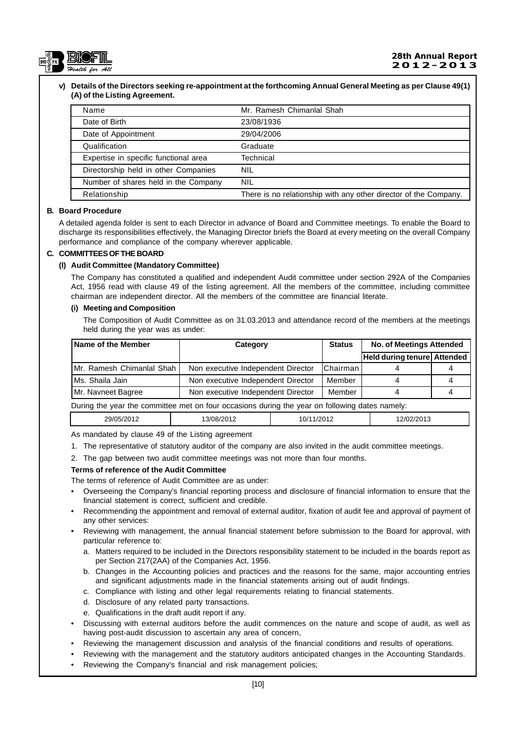**v) Details of the Directors seeking re-appointment at the forthcoming Annual General Meeting as per Clause 49(1) (A) of the Listing Agreement.**

| Name | Mr. Ramesh Chimanlal Shah |
|---|---|
| Date of Birth | 23/08/1936 |
| Date of Appointment | 29/04/2006 |
| Qualification | Graduate |
| Expertise in specific functional area | Technical |
| Directorship held in other Companies | NIL |
| Number of shares held in the Company | NIL |
| Relationship | There is no relationship with any other director of the Company. |

## B. Board Procedure

A detailed agenda folder is sent to each Director in advance of Board and Committee meetings. To enable the Board to discharge its responsibilities effectively, the Managing Director briefs the Board at every meeting on the overall Company performance and compliance of the company wherever applicable.

## C. COMMITTEES OF THE BOARD

### (I) Audit Committee (Mandatory Committee)

The Company has constituted a qualified and independent Audit committee under section 292A of the Companies Act, 1956 read with clause 49 of the listing agreement. All the members of the committee, including committee chairman are independent director. All the members of the committee are financial literate.

#### (i) Meeting and Composition

The Composition of Audit Committee as on 31.03.2013 and attendance record of the members at the meetings held during the year was as under:

| Name of the Member | Category | Status | No. of Meetings Attended | |
|---|---|---|---|---|
| | | | Held during tenure | Attended |
| Mr. Ramesh Chimanlal Shah | Non executive Independent Director | Chairman | 4 | 4 |
| Ms. Shaila Jain | Non executive Independent Director | Member | 4 | 4 |
| Mr. Navneet Bagree | Non executive Independent Director | Member | 4 | 4 |

During the year the committee met on four occasions during the year on following dates namely:

| 29/05/2012 | 13/08/2012 | 10/11/2012 | 12/02/2013 |
|---|---|---|---|

As mandated by clause 49 of the Listing agreement

1. The representative of statutory auditor of the company are also invited in the audit committee meetings.
2. The gap between two audit committee meetings was not more than four months.

**Terms of reference of the Audit Committee**

The terms of reference of Audit Committee are as under:

- Overseeing the Company's financial reporting process and disclosure of financial information to ensure that the financial statement is correct, sufficient and credible.
- Recommending the appointment and removal of external auditor, fixation of audit fee and approval of payment of any other services:
- Reviewing with management, the annual financial statement before submission to the Board for approval, with particular reference to:
  a. Matters required to be included in the Directors responsibility statement to be included in the boards report as per Section 217(2AA) of the Companies Act, 1956.
  b. Changes in the Accounting policies and practices and the reasons for the same, major accounting entries and significant adjustments made in the financial statements arising out of audit findings.
  c. Compliance with listing and other legal requirements relating to financial statements.
  d. Disclosure of any related party transactions.
  e. Qualifications in the draft audit report if any.
- Discussing with external auditors before the audit commences on the nature and scope of audit, as well as having post-audit discussion to ascertain any area of concern,
- Reviewing the management discussion and analysis of the financial conditions and results of operations.
- Reviewing with the management and the statutory auditors anticipated changes in the Accounting Standards.
- Reviewing the Company's financial and risk management policies;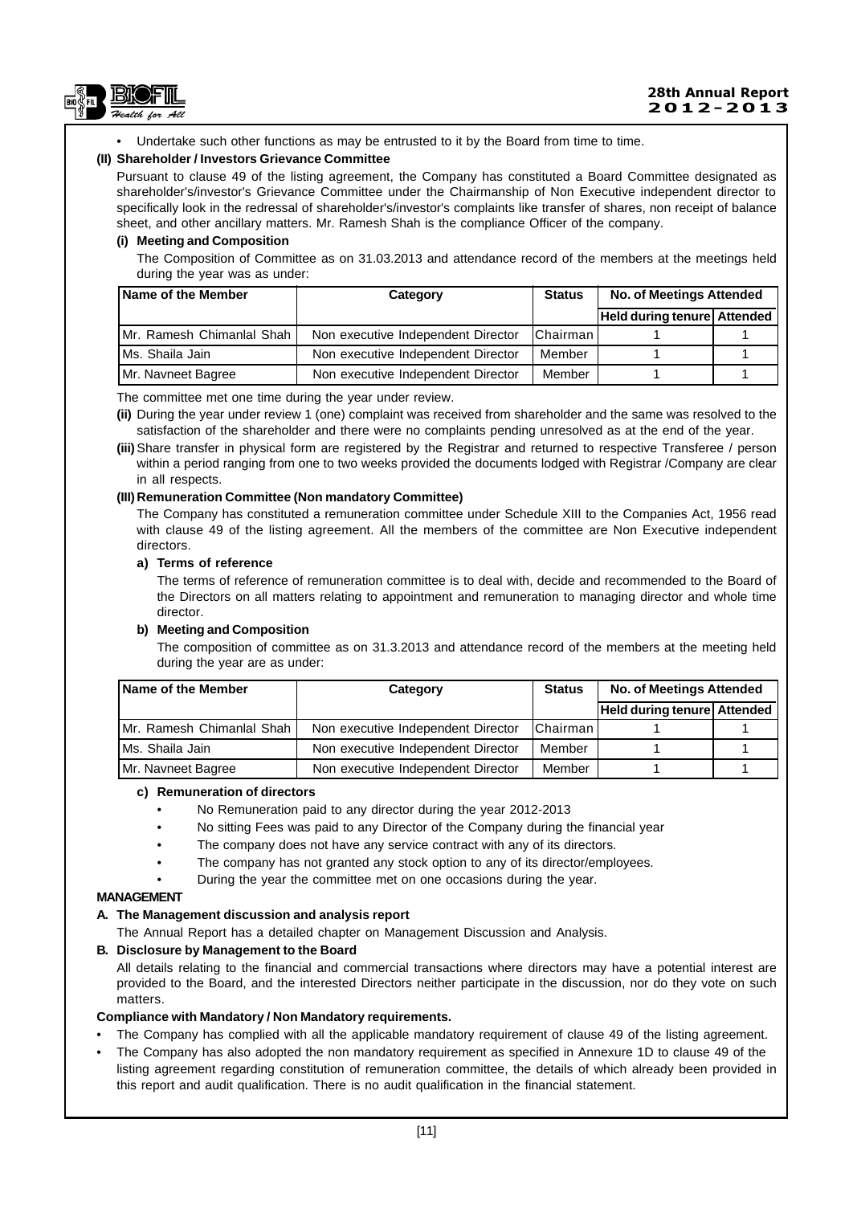- Undertake such other functions as may be entrusted to it by the Board from time to time.

**(II) Shareholder / Investors Grievance Committee**

Pursuant to clause 49 of the listing agreement, the Company has constituted a Board Committee designated as shareholder's/investor's Grievance Committee under the Chairmanship of Non Executive independent director to specifically look in the redressal of shareholder's/investor's complaints like transfer of shares, non receipt of balance sheet, and other ancillary matters. Mr. Ramesh Shah is the compliance Officer of the company.

**(i) Meeting and Composition**

The Composition of Committee as on 31.03.2013 and attendance record of the members at the meetings held during the year was as under:

| Name of the Member | Category | Status | No. of Meetings Attended | |
|---|---|---|---|---|
| | | | Held during tenure | Attended |
| Mr. Ramesh Chimanlal Shah | Non executive Independent Director | Chairman | 1 | 1 |
| Ms. Shaila Jain | Non executive Independent Director | Member | 1 | 1 |
| Mr. Navneet Bagree | Non executive Independent Director | Member | 1 | 1 |

The committee met one time during the year under review.

**(ii)** During the year under review 1 (one) complaint was received from shareholder and the same was resolved to the satisfaction of the shareholder and there were no complaints pending unresolved as at the end of the year.

**(iii)** Share transfer in physical form are registered by the Registrar and returned to respective Transferee / person within a period ranging from one to two weeks provided the documents lodged with Registrar /Company are clear in all respects.

**(III) Remuneration Committee (Non mandatory Committee)**

The Company has constituted a remuneration committee under Schedule XIII to the Companies Act, 1956 read with clause 49 of the listing agreement. All the members of the committee are Non Executive independent directors.

**a) Terms of reference**

The terms of reference of remuneration committee is to deal with, decide and recommended to the Board of the Directors on all matters relating to appointment and remuneration to managing director and whole time director.

**b) Meeting and Composition**

The composition of committee as on 31.3.2013 and attendance record of the members at the meeting held during the year are as under:

| Name of the Member | Category | Status | No. of Meetings Attended | |
|---|---|---|---|---|
| | | | Held during tenure | Attended |
| Mr. Ramesh Chimanlal Shah | Non executive Independent Director | Chairman | 1 | 1 |
| Ms. Shaila Jain | Non executive Independent Director | Member | 1 | 1 |
| Mr. Navneet Bagree | Non executive Independent Director | Member | 1 | 1 |

**c) Remuneration of directors**

- No Remuneration paid to any director during the year 2012-2013
- No sitting Fees was paid to any Director of the Company during the financial year
- The company does not have any service contract with any of its directors.
- The company has not granted any stock option to any of its director/employees.
- During the year the committee met on one occasions during the year.

**MANAGEMENT**

**A. The Management discussion and analysis report**

The Annual Report has a detailed chapter on Management Discussion and Analysis.

**B. Disclosure by Management to the Board**

All details relating to the financial and commercial transactions where directors may have a potential interest are provided to the Board, and the interested Directors neither participate in the discussion, nor do they vote on such matters.

**Compliance with Mandatory / Non Mandatory requirements.**

- The Company has complied with all the applicable mandatory requirement of clause 49 of the listing agreement.
- The Company has also adopted the non mandatory requirement as specified in Annexure 1D to clause 49 of the listing agreement regarding constitution of remuneration committee, the details of which already been provided in this report and audit qualification. There is no audit qualification in the financial statement.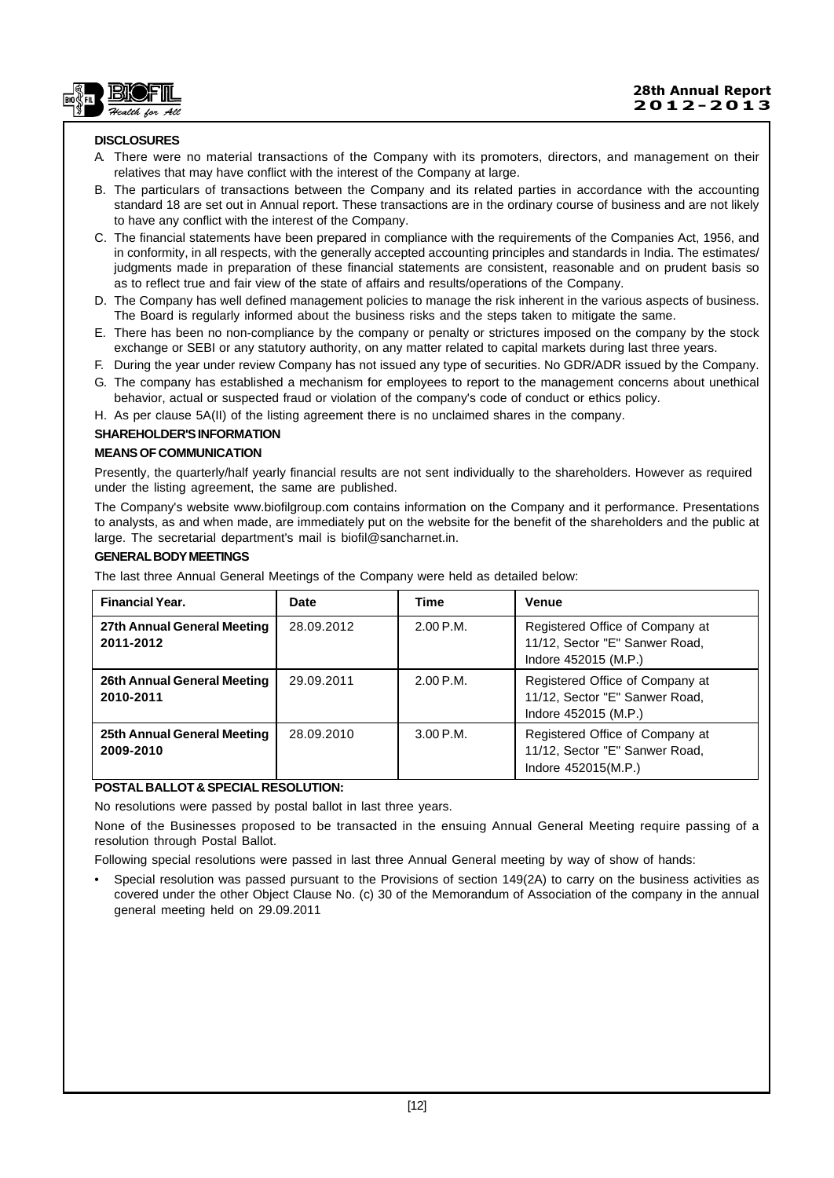**DISCLOSURES**

A. There were no material transactions of the Company with its promoters, directors, and management on their relatives that may have conflict with the interest of the Company at large.

B. The particulars of transactions between the Company and its related parties in accordance with the accounting standard 18 are set out in Annual report. These transactions are in the ordinary course of business and are not likely to have any conflict with the interest of the Company.

C. The financial statements have been prepared in compliance with the requirements of the Companies Act, 1956, and in conformity, in all respects, with the generally accepted accounting principles and standards in India. The estimates/ judgments made in preparation of these financial statements are consistent, reasonable and on prudent basis so as to reflect true and fair view of the state of affairs and results/operations of the Company.

D. The Company has well defined management policies to manage the risk inherent in the various aspects of business. The Board is regularly informed about the business risks and the steps taken to mitigate the same.

E. There has been no non-compliance by the company or penalty or strictures imposed on the company by the stock exchange or SEBI or any statutory authority, on any matter related to capital markets during last three years.

F. During the year under review Company has not issued any type of securities. No GDR/ADR issued by the Company.

G. The company has established a mechanism for employees to report to the management concerns about unethical behavior, actual or suspected fraud or violation of the company's code of conduct or ethics policy.

H. As per clause 5A(II) of the listing agreement there is no unclaimed shares in the company.

**SHAREHOLDER'S INFORMATION**

**MEANS OF COMMUNICATION**

Presently, the quarterly/half yearly financial results are not sent individually to the shareholders. However as required under the listing agreement, the same are published.

The Company's website www.biofilgroup.com contains information on the Company and it performance. Presentations to analysts, as and when made, are immediately put on the website for the benefit of the shareholders and the public at large. The secretarial department's mail is biofil@sancharnet.in.

**GENERAL BODY MEETINGS**

The last three Annual General Meetings of the Company were held as detailed below:

| Financial Year. | Date | Time | Venue |
|---|---|---|---|
| **27th Annual General Meeting 2011-2012** | 28.09.2012 | 2.00 P.M. | Registered Office of Company at 11/12, Sector "E" Sanwer Road, Indore 452015 (M.P.) |
| **26th Annual General Meeting 2010-2011** | 29.09.2011 | 2.00 P.M. | Registered Office of Company at 11/12, Sector "E" Sanwer Road, Indore 452015 (M.P.) |
| **25th Annual General Meeting 2009-2010** | 28.09.2010 | 3.00 P.M. | Registered Office of Company at 11/12, Sector "E" Sanwer Road, Indore 452015(M.P.) |

**POSTAL BALLOT & SPECIAL RESOLUTION:**

No resolutions were passed by postal ballot in last three years.

None of the Businesses proposed to be transacted in the ensuing Annual General Meeting require passing of a resolution through Postal Ballot.

Following special resolutions were passed in last three Annual General meeting by way of show of hands:

- Special resolution was passed pursuant to the Provisions of section 149(2A) to carry on the business activities as covered under the other Object Clause No. (c) 30 of the Memorandum of Association of the company in the annual general meeting held on 29.09.2011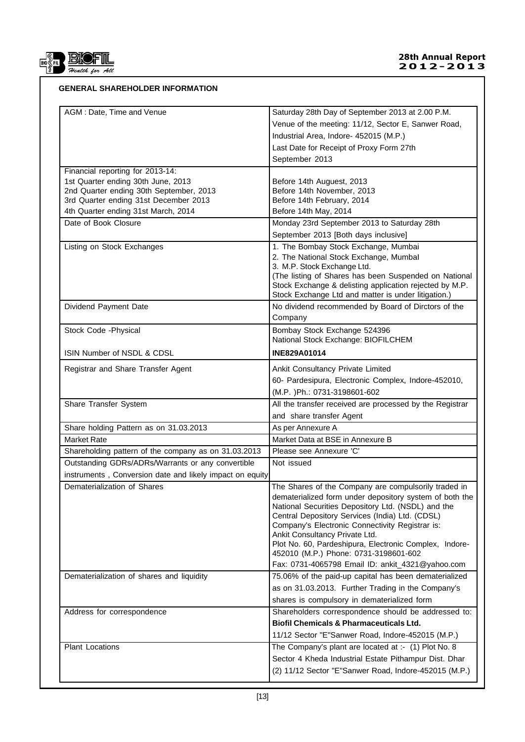## GENERAL SHAREHOLDER INFORMATION

| | |
|---|---|
| AGM : Date, Time and Venue | Saturday 28th Day of September 2013 at 2.00 P.M.<br>Venue of the meeting: 11/12, Sector E, Sanwer Road, Industrial Area, Indore- 452015 (M.P.)<br>Last Date for Receipt of Proxy Form 27th September 2013 |
| Financial reporting for 2013-14:<br>1st Quarter ending 30th June, 2013<br>2nd Quarter ending 30th September, 2013<br>3rd Quarter ending 31st December 2013<br>4th Quarter ending 31st March, 2014 | <br>Before 14th Auguest, 2013<br>Before 14th November, 2013<br>Before 14th February, 2014<br>Before 14th May, 2014 |
| Date of Book Closure | Monday 23rd September 2013 to Saturday 28th September 2013 [Both days inclusive] |
| Listing on Stock Exchanges | 1. The Bombay Stock Exchange, Mumbai<br>2. The National Stock Exchange, Mumbal<br>3. M.P. Stock Exchange Ltd.<br>(The listing of Shares has been Suspended on National Stock Exchange & delisting application rejected by M.P. Stock Exchange Ltd and matter is under litigation.) |
| Dividend Payment Date | No dividend recommended by Board of Dirctors of the Company |
| Stock Code -Physical | Bombay Stock Exchange 524396<br>National Stock Exchange: BIOFILCHEM |
| ISIN Number of NSDL & CDSL | **INE829A01014** |
| Registrar and Share Transfer Agent | Ankit Consultancy Private Limited<br>60- Pardesipura, Electronic Complex, Indore-452010, (M.P. )Ph.: 0731-3198601-602 |
| Share Transfer System | All the transfer received are processed by the Registrar and share transfer Agent |
| Share holding Pattern as on 31.03.2013 | As per Annexure A |
| Market Rate | Market Data at BSE in Annexure B |
| Shareholding pattern of the company as on 31.03.2013 | Please see Annexure 'C' |
| Outstanding GDRs/ADRs/Warrants or any convertible instruments , Conversion date and likely impact on equity | Not issued |
| Dematerialization of Shares | The Shares of the Company are compulsorily traded in dematerialized form under depository system of both the National Securities Depository Ltd. (NSDL) and the Central Depository Services (India) Ltd. (CDSL)<br>Company's Electronic Connectivity Registrar is:<br>Ankit Consultancy Private Ltd.<br>Plot No. 60, Pardeshipura, Electronic Complex, Indore-452010 (M.P.) Phone: 0731-3198601-602<br>Fax: 0731-4065798 Email ID: ankit_4321@yahoo.com |
| Dematerialization of shares and liquidity | 75.06% of the paid-up capital has been dematerialized as on 31.03.2013. Further Trading in the Company's shares is compulsory in dematerialized form |
| Address for correspondence | Shareholders correspondence should be addressed to:<br>**Biofil Chemicals & Pharmaceuticals Ltd.**<br>11/12 Sector "E"Sanwer Road, Indore-452015 (M.P.) |
| Plant Locations | The Company's plant are located at :- (1) Plot No. 8 Sector 4 Kheda Industrial Estate Pithampur Dist. Dhar<br>(2) 11/12 Sector "E"Sanwer Road, Indore-452015 (M.P.) |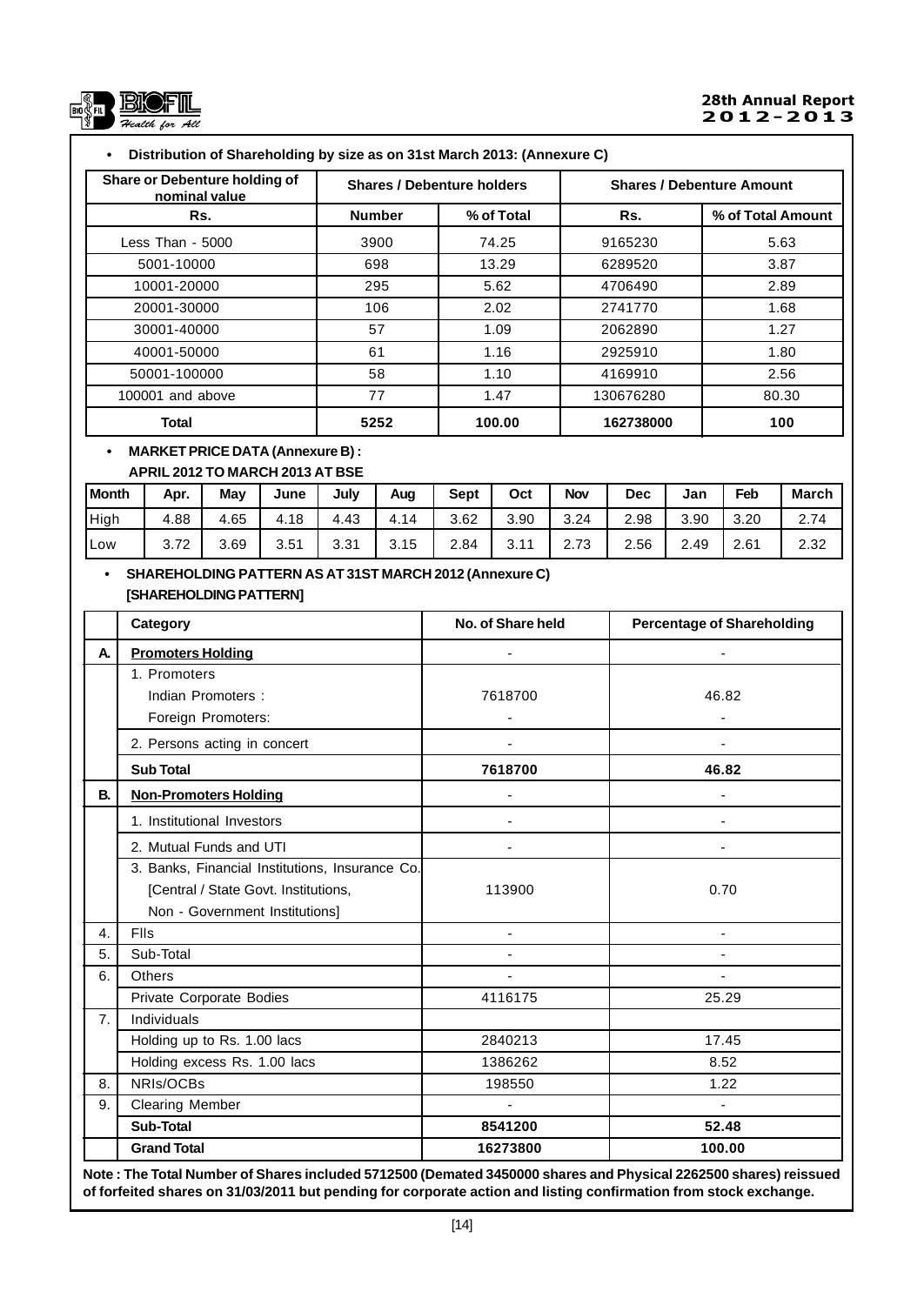- **Distribution of Shareholding by size as on 31st March 2013: (Annexure C)**

| Share or Debenture holding of nominal value | Shares / Debenture holders | | Shares / Debenture Amount | |
|---|---|---|---|---|
| Rs. | Number | % of Total | Rs. | % of Total Amount |
| Less Than - 5000 | 3900 | 74.25 | 9165230 | 5.63 |
| 5001-10000 | 698 | 13.29 | 6289520 | 3.87 |
| 10001-20000 | 295 | 5.62 | 4706490 | 2.89 |
| 20001-30000 | 106 | 2.02 | 2741770 | 1.68 |
| 30001-40000 | 57 | 1.09 | 2062890 | 1.27 |
| 40001-50000 | 61 | 1.16 | 2925910 | 1.80 |
| 50001-100000 | 58 | 1.10 | 4169910 | 2.56 |
| 100001 and above | 77 | 1.47 | 130676280 | 80.30 |
| **Total** | **5252** | **100.00** | **162738000** | **100** |

- **MARKET PRICE DATA (Annexure B) :**
  **APRIL 2012 TO MARCH 2013 AT BSE**

| Month | Apr. | May | June | July | Aug | Sept | Oct | Nov | Dec | Jan | Feb | March |
|---|---|---|---|---|---|---|---|---|---|---|---|---|
| High | 4.88 | 4.65 | 4.18 | 4.43 | 4.14 | 3.62 | 3.90 | 3.24 | 2.98 | 3.90 | 3.20 | 2.74 |
| Low | 3.72 | 3.69 | 3.51 | 3.31 | 3.15 | 2.84 | 3.11 | 2.73 | 2.56 | 2.49 | 2.61 | 2.32 |

- **SHAREHOLDING PATTERN AS AT 31ST MARCH 2012 (Annexure C)**
  **[SHAREHOLDING PATTERN]**

| | Category | No. of Share held | Percentage of Shareholding |
|---|---|---|---|
| **A.** | **Promoters Holding** | - | - |
| | 1. Promoters<br>Indian Promoters :<br>Foreign Promoters: | <br>7618700<br>- | <br>46.82<br>- |
| | 2. Persons acting in concert | - | - |
| | **Sub Total** | **7618700** | **46.82** |
| **B.** | **Non-Promoters Holding** | - | - |
| | 1. Institutional Investors | - | - |
| | 2. Mutual Funds and UTI | - | - |
| | 3. Banks, Financial Institutions, Insurance Co. [Central / State Govt. Institutions, Non - Government Institutions] | 113900 | 0.70 |
| 4. | FIIs | - | - |
| 5. | Sub-Total | - | - |
| 6. | Others | - | - |
| | Private Corporate Bodies | 4116175 | 25.29 |
| 7. | Individuals | | |
| | Holding up to Rs. 1.00 lacs | 2840213 | 17.45 |
| | Holding excess Rs. 1.00 lacs | 1386262 | 8.52 |
| 8. | NRIs/OCBs | 198550 | 1.22 |
| 9. | Clearing Member | - | - |
| | **Sub-Total** | **8541200** | **52.48** |
| | **Grand Total** | **16273800** | **100.00** |

**Note : The Total Number of Shares included 5712500 (Demated 3450000 shares and Physical 2262500 shares) reissued of forfeited shares on 31/03/2011 but pending for corporate action and listing confirmation from stock exchange.**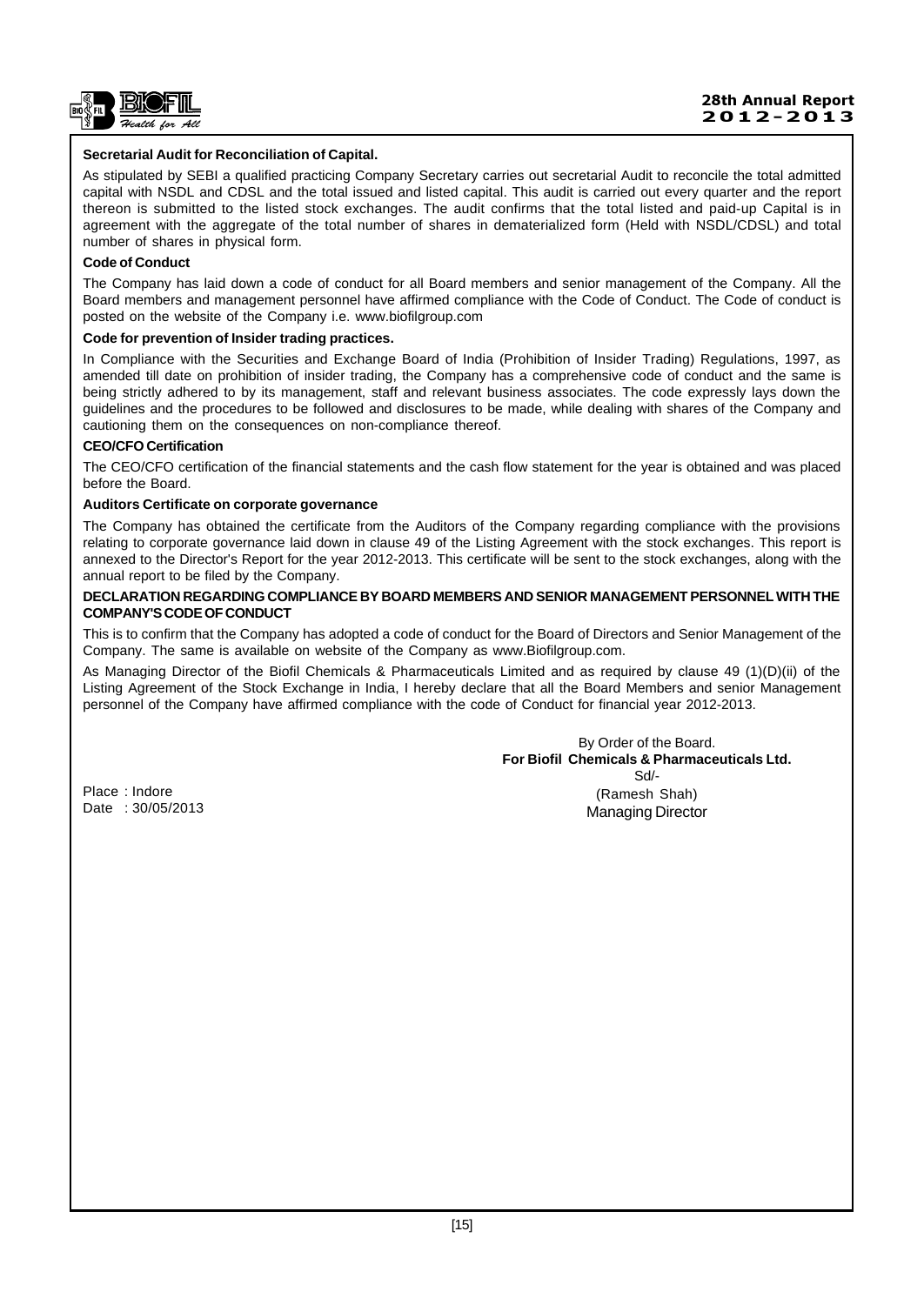**Secretarial Audit for Reconciliation of Capital.**

As stipulated by SEBI a qualified practicing Company Secretary carries out secretarial Audit to reconcile the total admitted capital with NSDL and CDSL and the total issued and listed capital. This audit is carried out every quarter and the report thereon is submitted to the listed stock exchanges. The audit confirms that the total listed and paid-up Capital is in agreement with the aggregate of the total number of shares in dematerialized form (Held with NSDL/CDSL) and total number of shares in physical form.

**Code of Conduct**

The Company has laid down a code of conduct for all Board members and senior management of the Company. All the Board members and management personnel have affirmed compliance with the Code of Conduct. The Code of conduct is posted on the website of the Company i.e. www.biofilgroup.com

**Code for prevention of Insider trading practices.**

In Compliance with the Securities and Exchange Board of India (Prohibition of Insider Trading) Regulations, 1997, as amended till date on prohibition of insider trading, the Company has a comprehensive code of conduct and the same is being strictly adhered to by its management, staff and relevant business associates. The code expressly lays down the guidelines and the procedures to be followed and disclosures to be made, while dealing with shares of the Company and cautioning them on the consequences on non-compliance thereof.

**CEO/CFO Certification**

The CEO/CFO certification of the financial statements and the cash flow statement for the year is obtained and was placed before the Board.

**Auditors Certificate on corporate governance**

The Company has obtained the certificate from the Auditors of the Company regarding compliance with the provisions relating to corporate governance laid down in clause 49 of the Listing Agreement with the stock exchanges. This report is annexed to the Director's Report for the year 2012-2013. This certificate will be sent to the stock exchanges, along with the annual report to be filed by the Company.

**DECLARATION REGARDING COMPLIANCE BY BOARD MEMBERS AND SENIOR MANAGEMENT PERSONNEL WITH THE COMPANY'S CODE OF CONDUCT**

This is to confirm that the Company has adopted a code of conduct for the Board of Directors and Senior Management of the Company. The same is available on website of the Company as www.Biofilgroup.com.

As Managing Director of the Biofil Chemicals & Pharmaceuticals Limited and as required by clause 49 (1)(D)(ii) of the Listing Agreement of the Stock Exchange in India, I hereby declare that all the Board Members and senior Management personnel of the Company have affirmed compliance with the code of Conduct for financial year 2012-2013.

By Order of the Board.
**For Biofil Chemicals & Pharmaceuticals Ltd.**
Sd/-
(Ramesh Shah)
Managing Director

Place : Indore
Date : 30/05/2013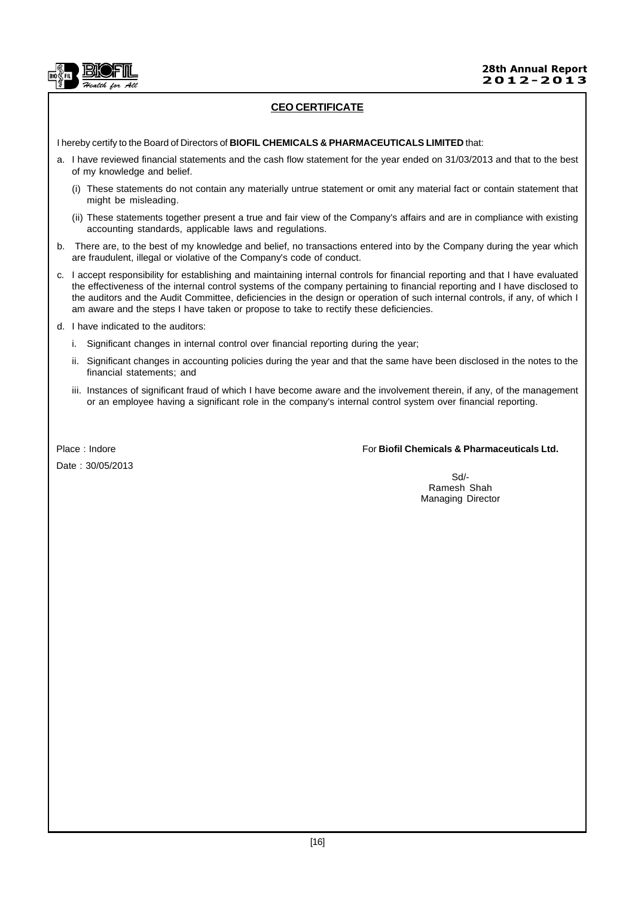## CEO CERTIFICATE

I hereby certify to the Board of Directors of **BIOFIL CHEMICALS & PHARMACEUTICALS LIMITED** that:

a. I have reviewed financial statements and the cash flow statement for the year ended on 31/03/2013 and that to the best of my knowledge and belief.

   (i) These statements do not contain any materially untrue statement or omit any material fact or contain statement that might be misleading.

   (ii) These statements together present a true and fair view of the Company's affairs and are in compliance with existing accounting standards, applicable laws and regulations.

b. There are, to the best of my knowledge and belief, no transactions entered into by the Company during the year which are fraudulent, illegal or violative of the Company's code of conduct.

c. I accept responsibility for establishing and maintaining internal controls for financial reporting and that I have evaluated the effectiveness of the internal control systems of the company pertaining to financial reporting and I have disclosed to the auditors and the Audit Committee, deficiencies in the design or operation of such internal controls, if any, of which I am aware and the steps I have taken or propose to take to rectify these deficiencies.

d. I have indicated to the auditors:

   i. Significant changes in internal control over financial reporting during the year;

   ii. Significant changes in accounting policies during the year and that the same have been disclosed in the notes to the financial statements; and

   iii. Instances of significant fraud of which I have become aware and the involvement therein, if any, of the management or an employee having a significant role in the company's internal control system over financial reporting.

Place : Indore

Date : 30/05/2013

For **Biofil Chemicals & Pharmaceuticals Ltd.**

Sd/-
Ramesh Shah
Managing Director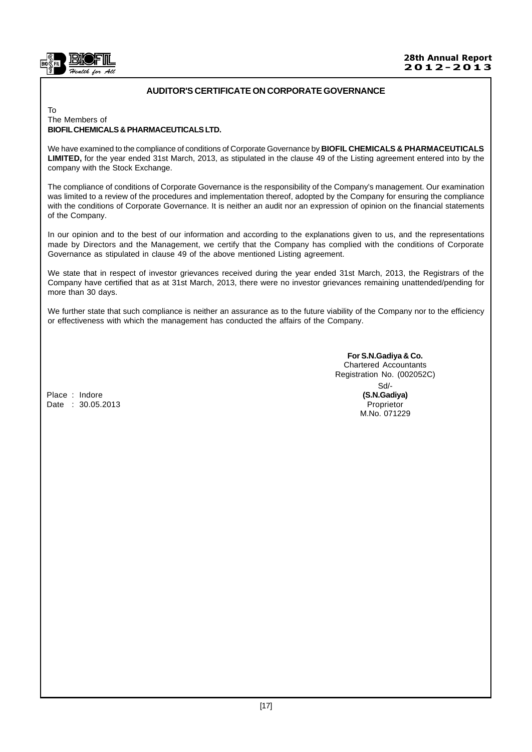## AUDITOR'S CERTIFICATE ON CORPORATE GOVERNANCE

To
The Members of
**BIOFIL CHEMICALS & PHARMACEUTICALS LTD.**

We have examined to the compliance of conditions of Corporate Governance by **BIOFIL CHEMICALS & PHARMACEUTICALS LIMITED,** for the year ended 31st March, 2013, as stipulated in the clause 49 of the Listing agreement entered into by the company with the Stock Exchange.

The compliance of conditions of Corporate Governance is the responsibility of the Company's management. Our examination was limited to a review of the procedures and implementation thereof, adopted by the Company for ensuring the compliance with the conditions of Corporate Governance. It is neither an audit nor an expression of opinion on the financial statements of the Company.

In our opinion and to the best of our information and according to the explanations given to us, and the representations made by Directors and the Management, we certify that the Company has complied with the conditions of Corporate Governance as stipulated in clause 49 of the above mentioned Listing agreement.

We state that in respect of investor grievances received during the year ended 31st March, 2013, the Registrars of the Company have certified that as at 31st March, 2013, there were no investor grievances remaining unattended/pending for more than 30 days.

We further state that such compliance is neither an assurance as to the future viability of the Company nor to the efficiency or effectiveness with which the management has conducted the affairs of the Company.

**For S.N.Gadiya & Co.**
Chartered Accountants
Registration No. (002052C)
Sd/-
**(S.N.Gadiya)**
Proprietor
M.No. 071229

Place : Indore
Date : 30.05.2013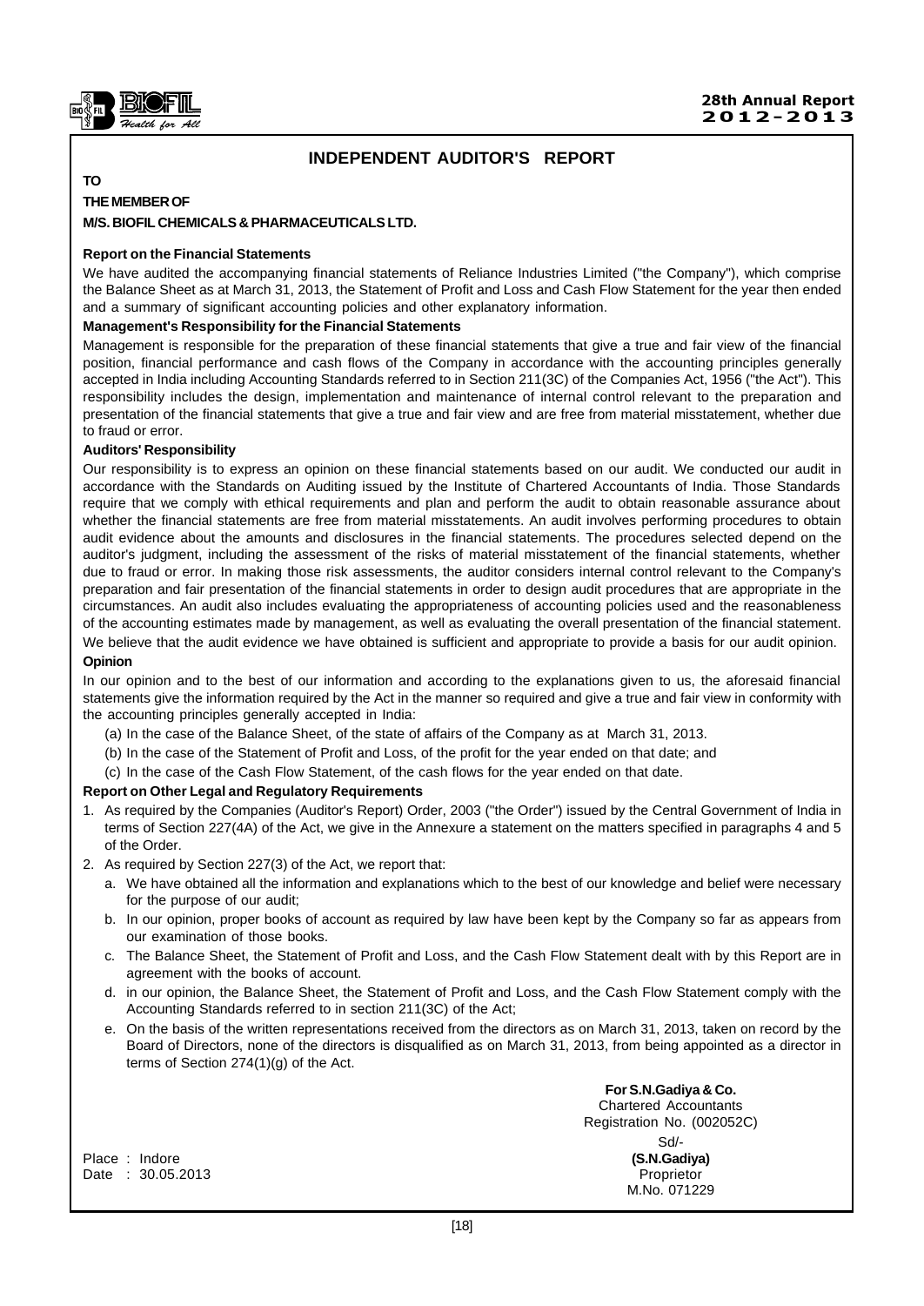# INDEPENDENT AUDITOR'S REPORT

**TO**

**THE MEMBER OF**

**M/S. BIOFIL CHEMICALS & PHARMACEUTICALS LTD.**

**Report on the Financial Statements**

We have audited the accompanying financial statements of Reliance Industries Limited ("the Company"), which comprise the Balance Sheet as at March 31, 2013, the Statement of Profit and Loss and Cash Flow Statement for the year then ended and a summary of significant accounting policies and other explanatory information.

**Management's Responsibility for the Financial Statements**

Management is responsible for the preparation of these financial statements that give a true and fair view of the financial position, financial performance and cash flows of the Company in accordance with the accounting principles generally accepted in India including Accounting Standards referred to in Section 211(3C) of the Companies Act, 1956 ("the Act"). This responsibility includes the design, implementation and maintenance of internal control relevant to the preparation and presentation of the financial statements that give a true and fair view and are free from material misstatement, whether due to fraud or error.

**Auditors' Responsibility**

Our responsibility is to express an opinion on these financial statements based on our audit. We conducted our audit in accordance with the Standards on Auditing issued by the Institute of Chartered Accountants of India. Those Standards require that we comply with ethical requirements and plan and perform the audit to obtain reasonable assurance about whether the financial statements are free from material misstatements. An audit involves performing procedures to obtain audit evidence about the amounts and disclosures in the financial statements. The procedures selected depend on the auditor's judgment, including the assessment of the risks of material misstatement of the financial statements, whether due to fraud or error. In making those risk assessments, the auditor considers internal control relevant to the Company's preparation and fair presentation of the financial statements in order to design audit procedures that are appropriate in the circumstances. An audit also includes evaluating the appropriateness of accounting policies used and the reasonableness of the accounting estimates made by management, as well as evaluating the overall presentation of the financial statement.

We believe that the audit evidence we have obtained is sufficient and appropriate to provide a basis for our audit opinion.

**Opinion**

In our opinion and to the best of our information and according to the explanations given to us, the aforesaid financial statements give the information required by the Act in the manner so required and give a true and fair view in conformity with the accounting principles generally accepted in India:

(a) In the case of the Balance Sheet, of the state of affairs of the Company as at March 31, 2013.

(b) In the case of the Statement of Profit and Loss, of the profit for the year ended on that date; and

(c) In the case of the Cash Flow Statement, of the cash flows for the year ended on that date.

**Report on Other Legal and Regulatory Requirements**

1. As required by the Companies (Auditor's Report) Order, 2003 ("the Order") issued by the Central Government of India in terms of Section 227(4A) of the Act, we give in the Annexure a statement on the matters specified in paragraphs 4 and 5 of the Order.
2. As required by Section 227(3) of the Act, we report that:
   a. We have obtained all the information and explanations which to the best of our knowledge and belief were necessary for the purpose of our audit;
   b. In our opinion, proper books of account as required by law have been kept by the Company so far as appears from our examination of those books.
   c. The Balance Sheet, the Statement of Profit and Loss, and the Cash Flow Statement dealt with by this Report are in agreement with the books of account.
   d. in our opinion, the Balance Sheet, the Statement of Profit and Loss, and the Cash Flow Statement comply with the Accounting Standards referred to in section 211(3C) of the Act;
   e. On the basis of the written representations received from the directors as on March 31, 2013, taken on record by the Board of Directors, none of the directors is disqualified as on March 31, 2013, from being appointed as a director in terms of Section 274(1)(g) of the Act.

**For S.N.Gadiya & Co.**
Chartered Accountants
Registration No. (002052C)

Sd/-
**(S.N.Gadiya)**
Proprietor
M.No. 071229

Place : Indore
Date : 30.05.2013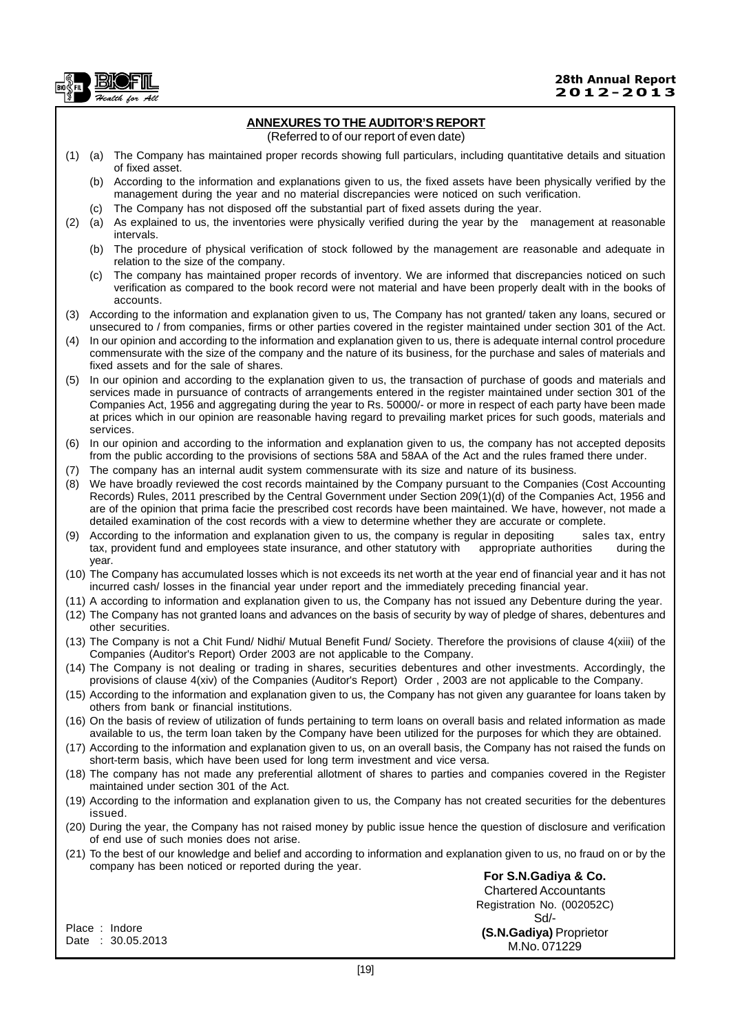## ANNEXURES TO THE AUDITOR'S REPORT

(Referred to of our report of even date)

(1) (a) The Company has maintained proper records showing full particulars, including quantitative details and situation of fixed asset.

(b) According to the information and explanations given to us, the fixed assets have been physically verified by the management during the year and no material discrepancies were noticed on such verification.

(c) The Company has not disposed off the substantial part of fixed assets during the year.

(2) (a) As explained to us, the inventories were physically verified during the year by the management at reasonable intervals.

(b) The procedure of physical verification of stock followed by the management are reasonable and adequate in relation to the size of the company.

(c) The company has maintained proper records of inventory. We are informed that discrepancies noticed on such verification as compared to the book record were not material and have been properly dealt with in the books of accounts.

(3) According to the information and explanation given to us, The Company has not granted/ taken any loans, secured or unsecured to / from companies, firms or other parties covered in the register maintained under section 301 of the Act.

(4) In our opinion and according to the information and explanation given to us, there is adequate internal control procedure commensurate with the size of the company and the nature of its business, for the purchase and sales of materials and fixed assets and for the sale of shares.

(5) In our opinion and according to the explanation given to us, the transaction of purchase of goods and materials and services made in pursuance of contracts of arrangements entered in the register maintained under section 301 of the Companies Act, 1956 and aggregating during the year to Rs. 50000/- or more in respect of each party have been made at prices which in our opinion are reasonable having regard to prevailing market prices for such goods, materials and services.

(6) In our opinion and according to the information and explanation given to us, the company has not accepted deposits from the public according to the provisions of sections 58A and 58AA of the Act and the rules framed there under.

(7) The company has an internal audit system commensurate with its size and nature of its business.

(8) We have broadly reviewed the cost records maintained by the Company pursuant to the Companies (Cost Accounting Records) Rules, 2011 prescribed by the Central Government under Section 209(1)(d) of the Companies Act, 1956 and are of the opinion that prima facie the prescribed cost records have been maintained. We have, however, not made a detailed examination of the cost records with a view to determine whether they are accurate or complete.

(9) According to the information and explanation given to us, the company is regular in depositing sales tax, entry tax, provident fund and employees state insurance, and other statutory with appropriate authorities during the year.

(10) The Company has accumulated losses which is not exceeds its net worth at the year end of financial year and it has not incurred cash/ losses in the financial year under report and the immediately preceding financial year.

(11) A according to information and explanation given to us, the Company has not issued any Debenture during the year.

(12) The Company has not granted loans and advances on the basis of security by way of pledge of shares, debentures and other securities.

(13) The Company is not a Chit Fund/ Nidhi/ Mutual Benefit Fund/ Society. Therefore the provisions of clause 4(xiii) of the Companies (Auditor's Report) Order 2003 are not applicable to the Company.

(14) The Company is not dealing or trading in shares, securities debentures and other investments. Accordingly, the provisions of clause 4(xiv) of the Companies (Auditor's Report) Order , 2003 are not applicable to the Company.

(15) According to the information and explanation given to us, the Company has not given any guarantee for loans taken by others from bank or financial institutions.

(16) On the basis of review of utilization of funds pertaining to term loans on overall basis and related information as made available to us, the term loan taken by the Company have been utilized for the purposes for which they are obtained.

(17) According to the information and explanation given to us, on an overall basis, the Company has not raised the funds on short-term basis, which have been used for long term investment and vice versa.

(18) The company has not made any preferential allotment of shares to parties and companies covered in the Register maintained under section 301 of the Act.

(19) According to the information and explanation given to us, the Company has not created securities for the debentures issued.

(20) During the year, the Company has not raised money by public issue hence the question of disclosure and verification of end use of such monies does not arise.

(21) To the best of our knowledge and belief and according to information and explanation given to us, no fraud on or by the company has been noticed or reported during the year.

**For S.N.Gadiya & Co.**
Chartered Accountants
Registration No. (002052C)
Sd/-
**(S.N.Gadiya)** Proprietor
M.No. 071229

Place : Indore
Date : 30.05.2013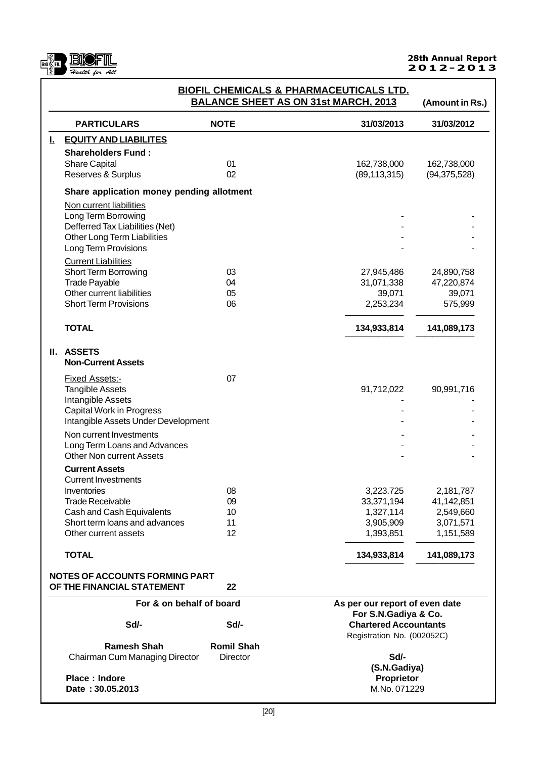## BIOFIL CHEMICALS & PHARMACEUTICALS LTD.

### BALANCE SHEET AS ON 31st MARCH, 2013

(Amount in Rs.)

| PARTICULARS | NOTE | 31/03/2013 | 31/03/2012 |
|---|---|---|---|
| **I. EQUITY AND LIABILITES** | | | |
| **Shareholders Fund :** | | | |
| Share Capital | 01 | 162,738,000 | 162,738,000 |
| Reserves & Surplus | 02 | (89,113,315) | (94,375,528) |
| **Share application money pending allotment** | | | |
| Non current liabilities | | | |
| Long Term Borrowing | | - | - |
| Defferred Tax Liabilities (Net) | | - | - |
| Other Long Term Liabilities | | - | - |
| Long Term Provisions | | - | - |
| Current Liabilities | | | |
| Short Term Borrowing | 03 | 27,945,486 | 24,890,758 |
| Trade Payable | 04 | 31,071,338 | 47,220,874 |
| Other current liabilities | 05 | 39,071 | 39,071 |
| Short Term Provisions | 06 | 2,253,234 | 575,999 |
| **TOTAL** | | **134,933,814** | **141,089,173** |
| **II. ASSETS** | | | |
| **Non-Current Assets** | | | |
| Fixed Assets:- | 07 | | |
| Tangible Assets | | 91,712,022 | 90,991,716 |
| Intangible Assets | | - | - |
| Capital Work in Progress | | - | - |
| Intangible Assets Under Development | | - | - |
| Non current Investments | | - | - |
| Long Term Loans and Advances | | - | - |
| Other Non current Assets | | - | - |
| **Current Assets** | | | |
| Current Investments | | | |
| Inventories | 08 | 3,223,725 | 2,181,787 |
| Trade Receivable | 09 | 33,371,194 | 41,142,851 |
| Cash and Cash Equivalents | 10 | 1,327,114 | 2,549,660 |
| Short term loans and advances | 11 | 3,905,909 | 3,071,571 |
| Other current assets | 12 | 1,393,851 | 1,151,589 |
| **TOTAL** | | **134,933,814** | **141,089,173** |
| **NOTES OF ACCOUNTS FORMING PART OF THE FINANCIAL STATEMENT** | **22** | | |

**For & on behalf of board**

**Sd/-** **Ramesh Shah**
Chairman Cum Managing Director

**Sd/-** **Romil Shah**
Director

**Place : Indore**
**Date : 30.05.2013**

**As per our report of even date**
**For S.N.Gadiya & Co.**
**Chartered Accountants**
Registration No. (002052C)

**Sd/-**
**(S.N.Gadiya)**
**Proprietor**
M.No. 071229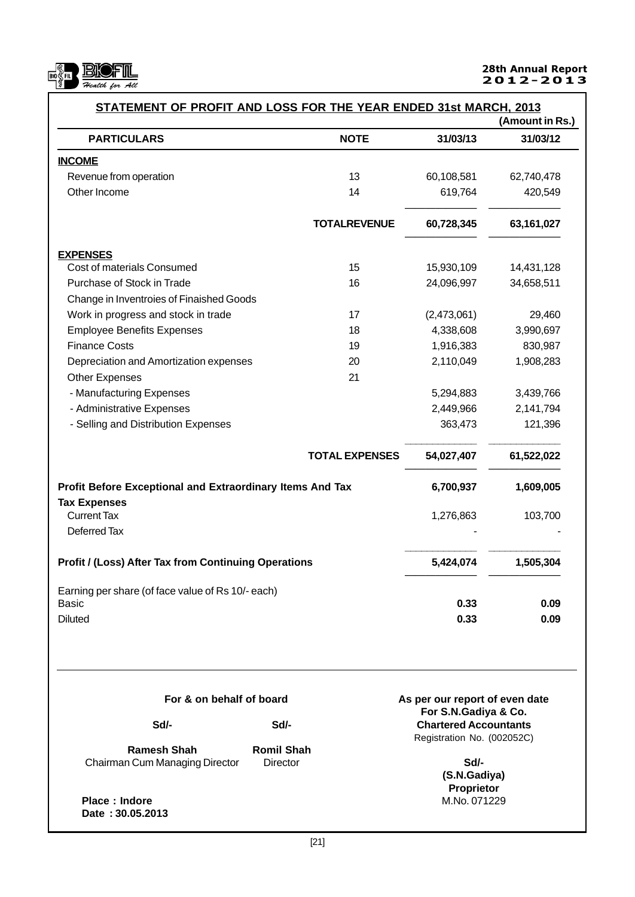## STATEMENT OF PROFIT AND LOSS FOR THE YEAR ENDED 31st MARCH, 2013

(Amount in Rs.)

| PARTICULARS | NOTE | 31/03/13 | 31/03/12 |
|---|---|---|---|
| **INCOME** | | | |
| Revenue from operation | 13 | 60,108,581 | 62,740,478 |
| Other Income | 14 | 619,764 | 420,549 |
| | **TOTALREVENUE** | **60,728,345** | **63,161,027** |
| **EXPENSES** | | | |
| Cost of materials Consumed | 15 | 15,930,109 | 14,431,128 |
| Purchase of Stock in Trade | 16 | 24,096,997 | 34,658,511 |
| Change in Inventroies of Finaished Goods | | | |
| Work in progress and stock in trade | 17 | (2,473,061) | 29,460 |
| Employee Benefits Expenses | 18 | 4,338,608 | 3,990,697 |
| Finance Costs | 19 | 1,916,383 | 830,987 |
| Depreciation and Amortization expenses | 20 | 2,110,049 | 1,908,283 |
| Other Expenses | 21 | | |
| - Manufacturing Expenses | | 5,294,883 | 3,439,766 |
| - Administrative Expenses | | 2,449,966 | 2,141,794 |
| - Selling and Distribution Expenses | | 363,473 | 121,396 |
| | **TOTAL EXPENSES** | **54,027,407** | **61,522,022** |
| **Profit Before Exceptional and Extraordinary Items And Tax** | | **6,700,937** | **1,609,005** |
| **Tax Expenses** | | | |
| Current Tax | | 1,276,863 | 103,700 |
| Deferred Tax | | - | - |
| **Profit / (Loss) After Tax from Continuing Operations** | | **5,424,074** | **1,505,304** |
| Earning per share (of face value of Rs 10/- each) | | | |
| Basic | | **0.33** | **0.09** |
| Diluted | | **0.33** | **0.09** |

**For & on behalf of board**

| **Sd/-** | **Sd/-** |
|---|---|
| **Ramesh Shah** | **Romil Shah** |
| Chairman Cum Managing Director | Director |

**Place : Indore**
**Date : 30.05.2013**

**As per our report of even date**
**For S.N.Gadiya & Co.**
**Chartered Accountants**
Registration No. (002052C)

**Sd/-**
**(S.N.Gadiya)**
**Proprietor**
M.No. 071229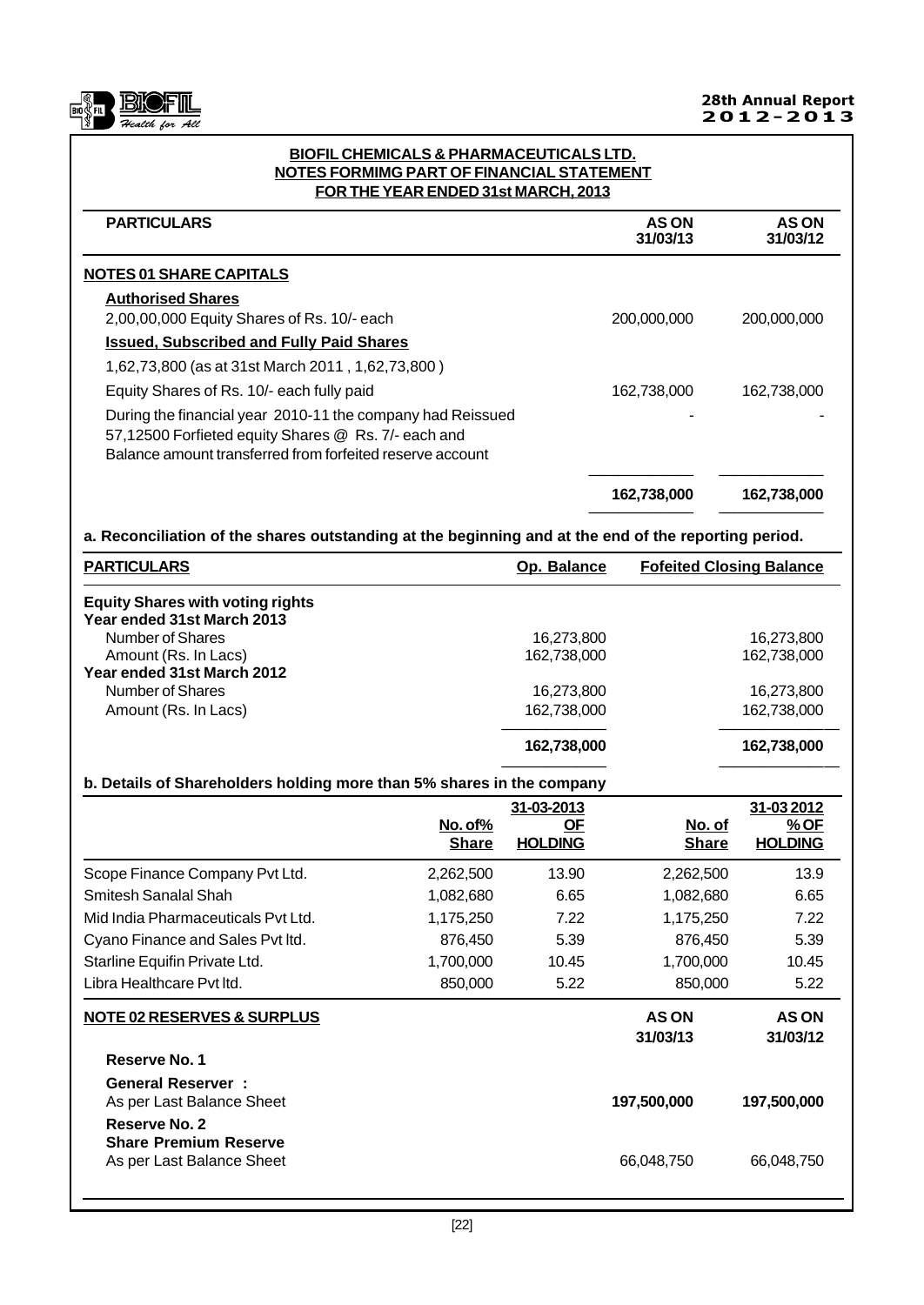## BIOFIL CHEMICALS & PHARMACEUTICALS LTD.
## NOTES FORMIMG PART OF FINANCIAL STATEMENT
## FOR THE YEAR ENDED 31st MARCH, 2013

| PARTICULARS | AS ON 31/03/13 | AS ON 31/03/12 |
|---|---|---|
| **NOTES 01 SHARE CAPITALS** | | |
| **Authorised Shares** | | |
| 2,00,00,000 Equity Shares of Rs. 10/- each | 200,000,000 | 200,000,000 |
| **Issued, Subscribed and Fully Paid Shares** | | |
| 1,62,73,800 (as at 31st March 2011 , 1,62,73,800 ) | | |
| Equity Shares of Rs. 10/- each fully paid | 162,738,000 | 162,738,000 |
| During the financial year 2010-11 the company had Reissued 57,12500 Forfieted equity Shares @ Rs. 7/- each and Balance amount transferred from forfeited reserve account | - | - |
| | **162,738,000** | **162,738,000** |

**a. Reconciliation of the shares outstanding at the beginning and at the end of the reporting period.**

| PARTICULARS | Op. Balance | Fofeited | Closing Balance |
|---|---|---|---|
| **Equity Shares with voting rights** | | | |
| **Year ended 31st March 2013** | | | |
| Number of Shares | 16,273,800 | | 16,273,800 |
| Amount (Rs. In Lacs) | 162,738,000 | | 162,738,000 |
| **Year ended 31st March 2012** | | | |
| Number of Shares | 16,273,800 | | 16,273,800 |
| Amount (Rs. In Lacs) | 162,738,000 | | 162,738,000 |
| | **162,738,000** | | **162,738,000** |

**b. Details of Shareholders holding more than 5% shares in the company**

| | 31-03-2013 | | 31-03 2012 | |
|---|---|---|---|---|
| | No. of% Share | OF HOLDING | No. of Share | % OF HOLDING |
| Scope Finance Company Pvt Ltd. | 2,262,500 | 13.90 | 2,262,500 | 13.9 |
| Smitesh Sanalal Shah | 1,082,680 | 6.65 | 1,082,680 | 6.65 |
| Mid India Pharmaceuticals Pvt Ltd. | 1,175,250 | 7.22 | 1,175,250 | 7.22 |
| Cyano Finance and Sales Pvt ltd. | 876,450 | 5.39 | 876,450 | 5.39 |
| Starline Equifin Private Ltd. | 1,700,000 | 10.45 | 1,700,000 | 10.45 |
| Libra Healthcare Pvt ltd. | 850,000 | 5.22 | 850,000 | 5.22 |

| NOTE 02 RESERVES & SURPLUS | AS ON 31/03/13 | AS ON 31/03/12 |
|---|---|---|
| **Reserve No. 1** | | |
| **General Reserver :** | | |
| As per Last Balance Sheet | **197,500,000** | **197,500,000** |
| **Reserve No. 2** | | |
| **Share Premium Reserve** | | |
| As per Last Balance Sheet | 66,048,750 | 66,048,750 |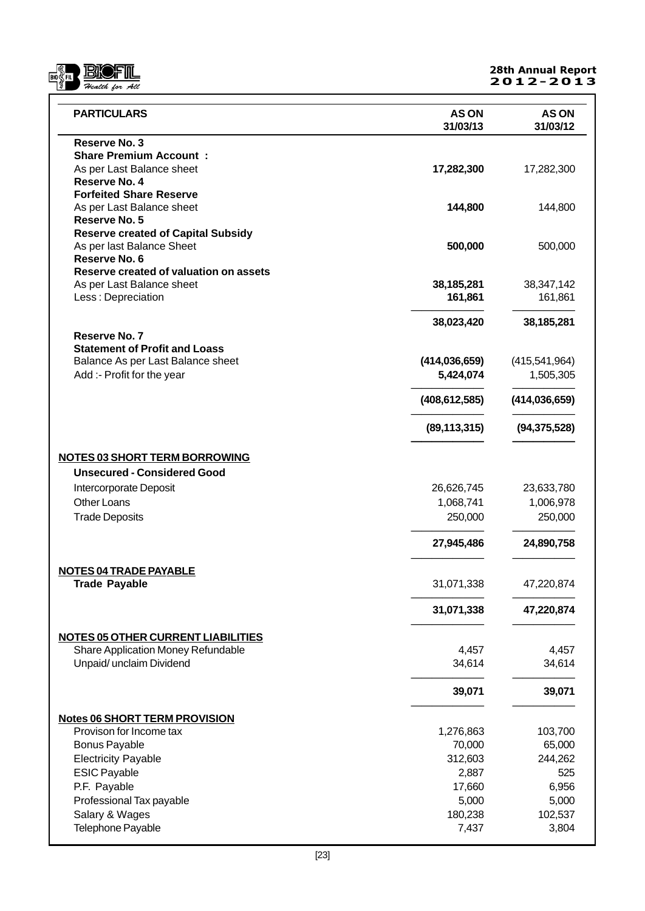| PARTICULARS | AS ON 31/03/13 | AS ON 31/03/12 |
|---|---|---|
| **Reserve No. 3** | | |
| **Share Premium Account :** | | |
| As per Last Balance sheet | **17,282,300** | 17,282,300 |
| **Reserve No. 4** | | |
| **Forfeited Share Reserve** | | |
| As per Last Balance sheet | **144,800** | 144,800 |
| **Reserve No. 5** | | |
| **Reserve created of Capital Subsidy** | | |
| As per last Balance Sheet | **500,000** | 500,000 |
| **Reserve No. 6** | | |
| **Reserve created of valuation on assets** | | |
| As per Last Balance sheet | **38,185,281** | 38,347,142 |
| Less : Depreciation | **161,861** | 161,861 |
| | **38,023,420** | **38,185,281** |
| **Reserve No. 7** | | |
| **Statement of Profit and Loass** | | |
| Balance As per Last Balance sheet | **(414,036,659)** | (415,541,964) |
| Add :- Profit for the year | **5,424,074** | 1,505,305 |
| | **(408,612,585)** | **(414,036,659)** |
| | **(89,113,315)** | **(94,375,528)** |

**NOTES 03 SHORT TERM BORROWING**

| | | |
|---|---|---|
| **Unsecured - Considered Good** | | |
| Intercorporate Deposit | 26,626,745 | 23,633,780 |
| Other Loans | 1,068,741 | 1,006,978 |
| Trade Deposits | 250,000 | 250,000 |
| | **27,945,486** | **24,890,758** |

**NOTES 04 TRADE PAYABLE**

| | | |
|---|---|---|
| **Trade Payable** | 31,071,338 | 47,220,874 |
| | **31,071,338** | **47,220,874** |

**NOTES 05 OTHER CURRENT LIABILITIES**

| | | |
|---|---|---|
| Share Application Money Refundable | 4,457 | 4,457 |
| Unpaid/ unclaim Dividend | 34,614 | 34,614 |
| | **39,071** | **39,071** |

**Notes 06 SHORT TERM PROVISION**

| | | |
|---|---|---|
| Provison for Income tax | 1,276,863 | 103,700 |
| Bonus Payable | 70,000 | 65,000 |
| Electricity Payable | 312,603 | 244,262 |
| ESIC Payable | 2,887 | 525 |
| P.F. Payable | 17,660 | 6,956 |
| Professional Tax payable | 5,000 | 5,000 |
| Salary & Wages | 180,238 | 102,537 |
| Telephone Payable | 7,437 | 3,804 |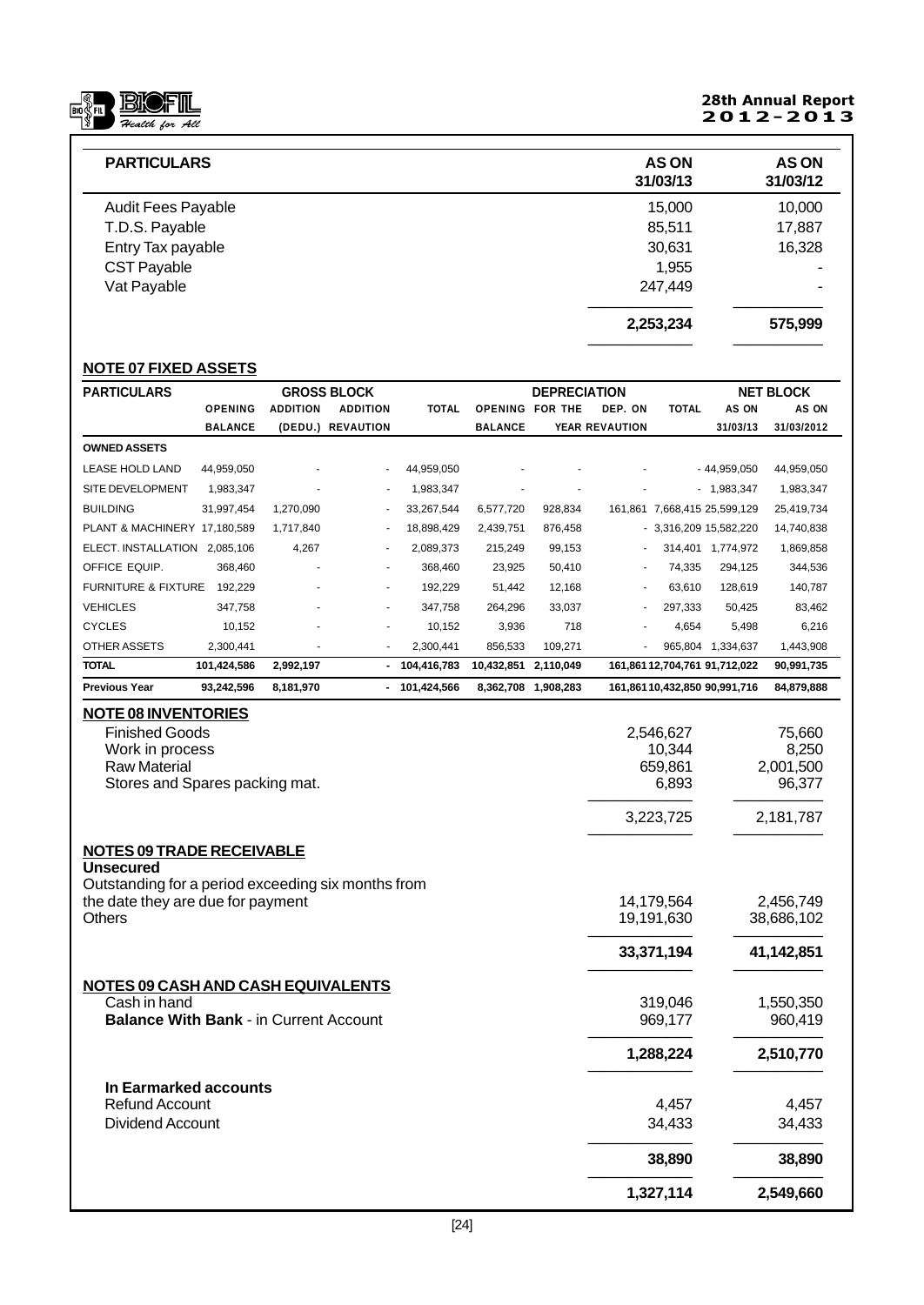| PARTICULARS | AS ON 31/03/13 | AS ON 31/03/12 |
|---|---|---|
| Audit Fees Payable | 15,000 | 10,000 |
| T.D.S. Payable | 85,511 | 17,887 |
| Entry Tax payable | 30,631 | 16,328 |
| CST Payable | 1,955 | - |
| Vat Payable | 247,449 | - |
| | **2,253,234** | **575,999** |

## NOTE 07 FIXED ASSETS

| PARTICULARS | GROSS BLOCK | | | | DEPRECIATION | | | | NET BLOCK | |
|---|---|---|---|---|---|---|---|---|---|---|
| | OPENING BALANCE | ADDITION (DEDU.) | ADDITION REVAUTION | TOTAL | OPENING BALANCE | FOR THE YEAR | DEP. ON REVAUTION | TOTAL | AS ON 31/03/13 | AS ON 31/03/2012 |
| **OWNED ASSETS** | | | | | | | | | | |
| LEASE HOLD LAND | 44,959,050 | - | - | 44,959,050 | - | - | - | - | 44,959,050 | 44,959,050 |
| SITE DEVELOPMENT | 1,983,347 | - | - | 1,983,347 | - | - | - | - | 1,983,347 | 1,983,347 |
| BUILDING | 31,997,454 | 1,270,090 | - | 33,267,544 | 6,577,720 | 928,834 | 161,861 | 7,668,415 | 25,599,129 | 25,419,734 |
| PLANT & MACHINERY | 17,180,589 | 1,717,840 | - | 18,898,429 | 2,439,751 | 876,458 | - | 3,316,209 | 15,582,220 | 14,740,838 |
| ELECT. INSTALLATION | 2,085,106 | 4,267 | - | 2,089,373 | 215,249 | 99,153 | - | 314,401 | 1,774,972 | 1,869,858 |
| OFFICE EQUIP. | 368,460 | - | - | 368,460 | 23,925 | 50,410 | - | 74,335 | 294,125 | 344,536 |
| FURNITURE & FIXTURE | 192,229 | - | - | 192,229 | 51,442 | 12,168 | - | 63,610 | 128,619 | 140,787 |
| VEHICLES | 347,758 | - | - | 347,758 | 264,296 | 33,037 | - | 297,333 | 50,425 | 83,462 |
| CYCLES | 10,152 | - | - | 10,152 | 3,936 | 718 | - | 4,654 | 5,498 | 6,216 |
| OTHER ASSETS | 2,300,441 | - | - | 2,300,441 | 856,533 | 109,271 | - | 965,804 | 1,334,637 | 1,443,908 |
| **TOTAL** | **101,424,586** | **2,992,197** | **-** | **104,416,783** | **10,432,851** | **2,110,049** | **161,861** | **12,704,761** | **91,712,022** | **90,991,735** |
| **Previous Year** | **93,242,596** | **8,181,970** | **-** | **101,424,566** | **8,362,708** | **1,908,283** | **161,861** | **10,432,850** | **90,991,716** | **84,879,888** |

## NOTE 08 INVENTORIES

| | | |
|---|---|---|
| Finished Goods | 2,546,627 | 75,660 |
| Work in process | 10,344 | 8,250 |
| Raw Material | 659,861 | 2,001,500 |
| Stores and Spares packing mat. | 6,893 | 96,377 |
| | 3,223,725 | 2,181,787 |

## NOTES 09 TRADE RECEIVABLE

| | | |
|---|---|---|
| **Unsecured** | | |
| Outstanding for a period exceeding six months from the date they are due for payment | 14,179,564 | 2,456,749 |
| Others | 19,191,630 | 38,686,102 |
| | **33,371,194** | **41,142,851** |

## NOTES 09 CASH AND CASH EQUIVALENTS

| | | |
|---|---|---|
| Cash in hand | 319,046 | 1,550,350 |
| **Balance With Bank** - in Current Account | 969,177 | 960,419 |
| | **1,288,224** | **2,510,770** |
| **In Earmarked accounts** | | |
| Refund Account | 4,457 | 4,457 |
| Dividend Account | 34,433 | 34,433 |
| | **38,890** | **38,890** |
| | **1,327,114** | **2,549,660** |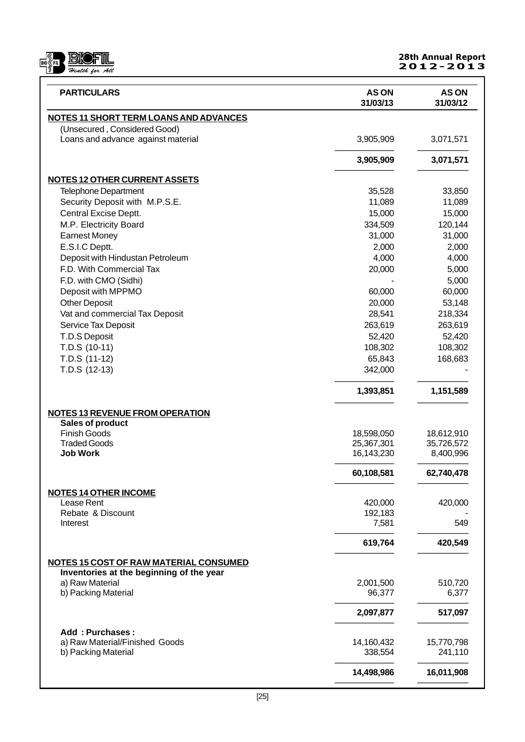| PARTICULARS | AS ON 31/03/13 | AS ON 31/03/12 |
|---|---|---|
| **NOTES 11 SHORT TERM LOANS AND ADVANCES** | | |
| (Unsecured , Considered Good) | | |
| Loans and advance against material | 3,905,909 | 3,071,571 |
| | **3,905,909** | **3,071,571** |
| **NOTES 12 OTHER CURRENT ASSETS** | | |
| Telephone Department | 35,528 | 33,850 |
| Security Deposit with M.P.S.E. | 11,089 | 11,089 |
| Central Excise Deptt. | 15,000 | 15,000 |
| M.P. Electricity Board | 334,509 | 120,144 |
| Earnest Money | 31,000 | 31,000 |
| E.S.I.C Deptt. | 2,000 | 2,000 |
| Deposit with Hindustan Petroleum | 4,000 | 4,000 |
| F.D. With Commercial Tax | 20,000 | 5,000 |
| F.D. with CMO (Sidhi) | - | 5,000 |
| Deposit with MPPMO | 60,000 | 60,000 |
| Other Deposit | 20,000 | 53,148 |
| Vat and commercial Tax Deposit | 28,541 | 218,334 |
| Service Tax Deposit | 263,619 | 263,619 |
| T.D.S Deposit | 52,420 | 52,420 |
| T.D.S (10-11) | 108,302 | 108,302 |
| T.D.S (11-12) | 65,843 | 168,683 |
| T.D.S (12-13) | 342,000 | - |
| | **1,393,851** | **1,151,589** |
| **NOTES 13 REVENUE FROM OPERATION** | | |
| **Sales of product** | | |
| Finish Goods | 18,598,050 | 18,612,910 |
| Traded Goods | 25,367,301 | 35,726,572 |
| **Job Work** | 16,143,230 | 8,400,996 |
| | **60,108,581** | **62,740,478** |
| **NOTES 14 OTHER INCOME** | | |
| Lease Rent | 420,000 | 420,000 |
| Rebate & Discount | 192,183 | - |
| Interest | 7,581 | 549 |
| | **619,764** | **420,549** |
| **NOTES 15 COST OF RAW MATERIAL CONSUMED** | | |
| **Inventories at the beginning of the year** | | |
| a) Raw Material | 2,001,500 | 510,720 |
| b) Packing Material | 96,377 | 6,377 |
| | **2,097,877** | **517,097** |
| **Add : Purchases :** | | |
| a) Raw Material/Finished Goods | 14,160,432 | 15,770,798 |
| b) Packing Material | 338,554 | 241,110 |
| | **14,498,986** | **16,011,908** |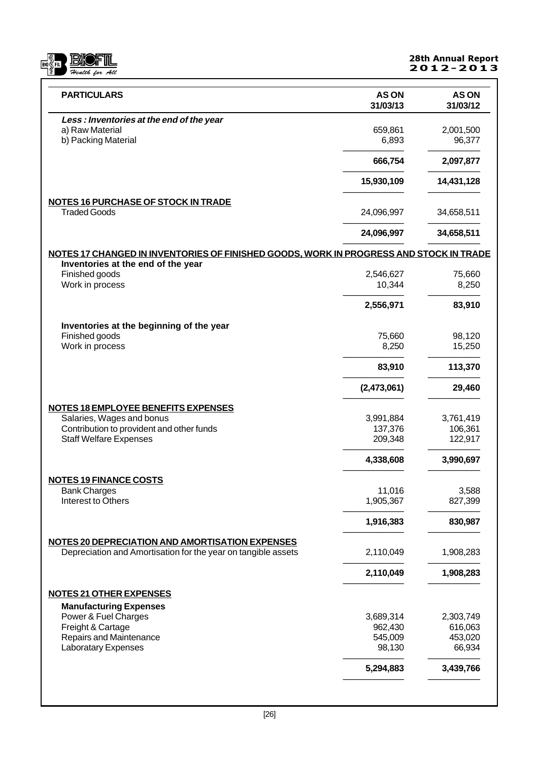| PARTICULARS | AS ON 31/03/13 | AS ON 31/03/12 |
|---|---|---|
| ***Less : Inventories at the end of the year*** | | |
| a) Raw Material | 659,861 | 2,001,500 |
| b) Packing Material | 6,893 | 96,377 |
| | **666,754** | **2,097,877** |
| | **15,930,109** | **14,431,128** |
| **NOTES 16 PURCHASE OF STOCK IN TRADE** | | |
| Traded Goods | 24,096,997 | 34,658,511 |
| | **24,096,997** | **34,658,511** |
| **NOTES 17 CHANGED IN INVENTORIES OF FINISHED GOODS, WORK IN PROGRESS AND STOCK IN TRADE** | | |
| **Inventories at the end of the year** | | |
| Finished goods | 2,546,627 | 75,660 |
| Work in process | 10,344 | 8,250 |
| | **2,556,971** | **83,910** |
| **Inventories at the beginning of the year** | | |
| Finished goods | 75,660 | 98,120 |
| Work in process | 8,250 | 15,250 |
| | **83,910** | **113,370** |
| | **(2,473,061)** | **29,460** |
| **NOTES 18 EMPLOYEE BENEFITS EXPENSES** | | |
| Salaries, Wages and bonus | 3,991,884 | 3,761,419 |
| Contribution to provident and other funds | 137,376 | 106,361 |
| Staff Welfare Expenses | 209,348 | 122,917 |
| | **4,338,608** | **3,990,697** |
| **NOTES 19 FINANCE COSTS** | | |
| Bank Charges | 11,016 | 3,588 |
| Interest to Others | 1,905,367 | 827,399 |
| | **1,916,383** | **830,987** |
| **NOTES 20 DEPRECIATION AND AMORTISATION EXPENSES** | | |
| Depreciation and Amortisation for the year on tangible assets | 2,110,049 | 1,908,283 |
| | **2,110,049** | **1,908,283** |
| **NOTES 21 OTHER EXPENSES** | | |
| **Manufacturing Expenses** | | |
| Power & Fuel Charges | 3,689,314 | 2,303,749 |
| Freight & Cartage | 962,430 | 616,063 |
| Repairs and Maintenance | 545,009 | 453,020 |
| Laboratary Expenses | 98,130 | 66,934 |
| | **5,294,883** | **3,439,766** |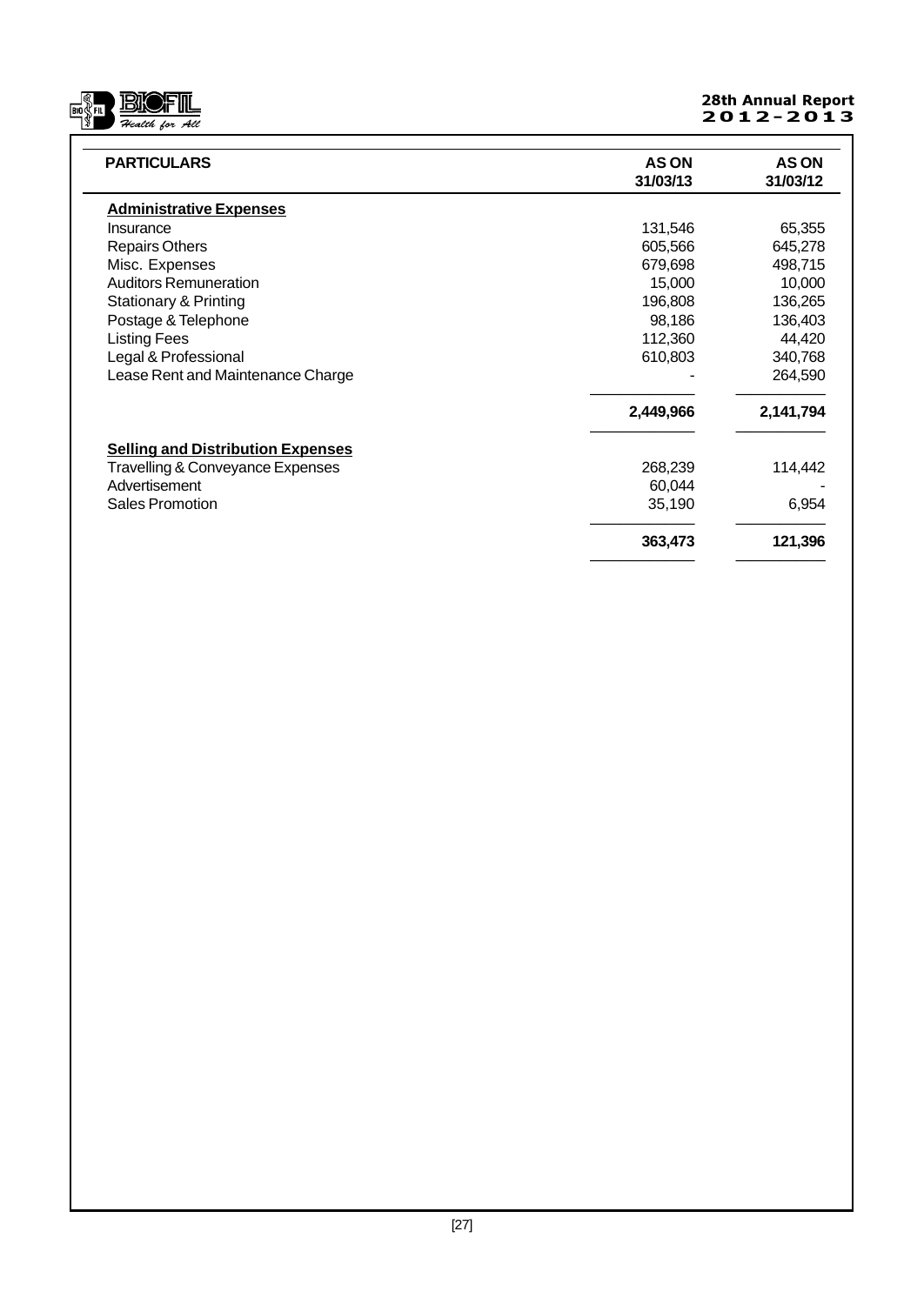| PARTICULARS | AS ON 31/03/13 | AS ON 31/03/12 |
|---|---|---|
| **Administrative Expenses** | | |
| Insurance | 131,546 | 65,355 |
| Repairs Others | 605,566 | 645,278 |
| Misc. Expenses | 679,698 | 498,715 |
| Auditors Remuneration | 15,000 | 10,000 |
| Stationary & Printing | 196,808 | 136,265 |
| Postage & Telephone | 98,186 | 136,403 |
| Listing Fees | 112,360 | 44,420 |
| Legal & Professional | 610,803 | 340,768 |
| Lease Rent and Maintenance Charge | - | 264,590 |
| | **2,449,966** | **2,141,794** |
| **Selling and Distribution Expenses** | | |
| Travelling & Conveyance Expenses | 268,239 | 114,442 |
| Advertisement | 60,044 | - |
| Sales Promotion | 35,190 | 6,954 |
| | **363,473** | **121,396** |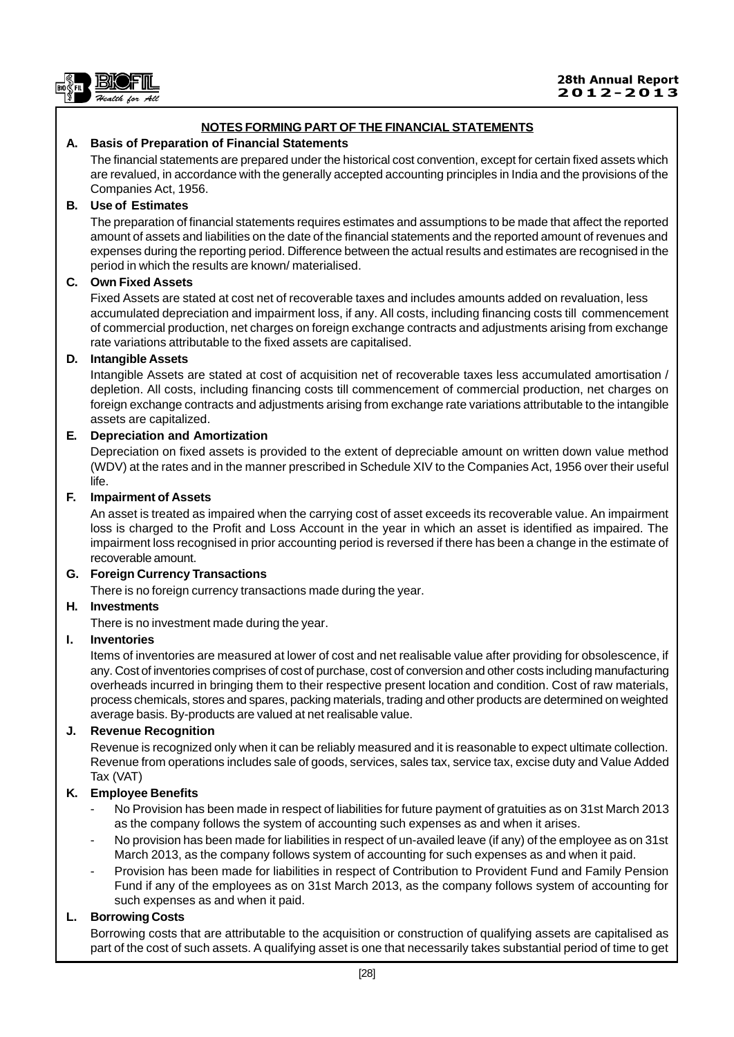## NOTES FORMING PART OF THE FINANCIAL STATEMENTS

### A. Basis of Preparation of Financial Statements

The financial statements are prepared under the historical cost convention, except for certain fixed assets which are revalued, in accordance with the generally accepted accounting principles in India and the provisions of the Companies Act, 1956.

### B. Use of Estimates

The preparation of financial statements requires estimates and assumptions to be made that affect the reported amount of assets and liabilities on the date of the financial statements and the reported amount of revenues and expenses during the reporting period. Difference between the actual results and estimates are recognised in the period in which the results are known/ materialised.

### C. Own Fixed Assets

Fixed Assets are stated at cost net of recoverable taxes and includes amounts added on revaluation, less accumulated depreciation and impairment loss, if any. All costs, including financing costs till commencement of commercial production, net charges on foreign exchange contracts and adjustments arising from exchange rate variations attributable to the fixed assets are capitalised.

### D. Intangible Assets

Intangible Assets are stated at cost of acquisition net of recoverable taxes less accumulated amortisation / depletion. All costs, including financing costs till commencement of commercial production, net charges on foreign exchange contracts and adjustments arising from exchange rate variations attributable to the intangible assets are capitalized.

### E. Depreciation and Amortization

Depreciation on fixed assets is provided to the extent of depreciable amount on written down value method (WDV) at the rates and in the manner prescribed in Schedule XIV to the Companies Act, 1956 over their useful life.

### F. Impairment of Assets

An asset is treated as impaired when the carrying cost of asset exceeds its recoverable value. An impairment loss is charged to the Profit and Loss Account in the year in which an asset is identified as impaired. The impairment loss recognised in prior accounting period is reversed if there has been a change in the estimate of recoverable amount.

### G. Foreign Currency Transactions

There is no foreign currency transactions made during the year.

### H. Investments

There is no investment made during the year.

### I. Inventories

Items of inventories are measured at lower of cost and net realisable value after providing for obsolescence, if any. Cost of inventories comprises of cost of purchase, cost of conversion and other costs including manufacturing overheads incurred in bringing them to their respective present location and condition. Cost of raw materials, process chemicals, stores and spares, packing materials, trading and other products are determined on weighted average basis. By-products are valued at net realisable value.

### J. Revenue Recognition

Revenue is recognized only when it can be reliably measured and it is reasonable to expect ultimate collection. Revenue from operations includes sale of goods, services, sales tax, service tax, excise duty and Value Added Tax (VAT)

### K. Employee Benefits

- No Provision has been made in respect of liabilities for future payment of gratuities as on 31st March 2013 as the company follows the system of accounting such expenses as and when it arises.
- No provision has been made for liabilities in respect of un-availed leave (if any) of the employee as on 31st March 2013, as the company follows system of accounting for such expenses as and when it paid.
- Provision has been made for liabilities in respect of Contribution to Provident Fund and Family Pension Fund if any of the employees as on 31st March 2013, as the company follows system of accounting for such expenses as and when it paid.

### L. Borrowing Costs

Borrowing costs that are attributable to the acquisition or construction of qualifying assets are capitalised as part of the cost of such assets. A qualifying asset is one that necessarily takes substantial period of time to get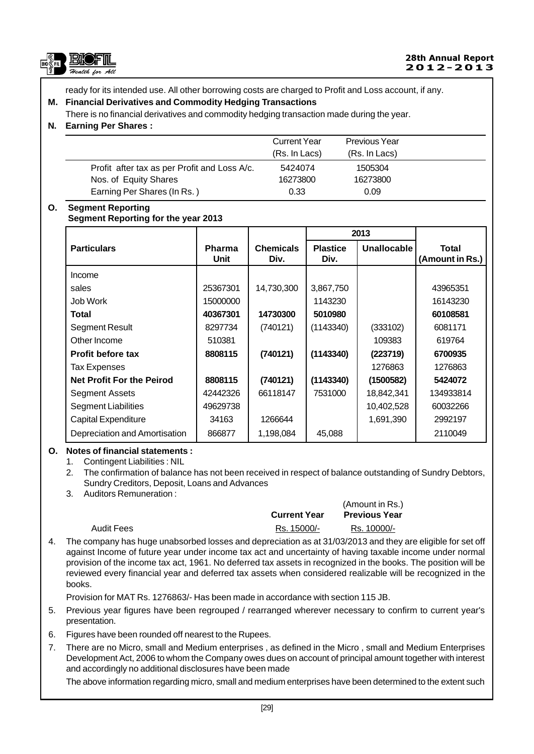ready for its intended use. All other borrowing costs are charged to Profit and Loss account, if any.

**M. Financial Derivatives and Commodity Hedging Transactions**

There is no financial derivatives and commodity hedging transaction made during the year.

**N. Earning Per Shares :**

| | Current Year (Rs. In Lacs) | Previous Year (Rs. In Lacs) |
|---|---|---|
| Profit after tax as per Profit and Loss A/c. | 5424074 | 1505304 |
| Nos. of Equity Shares | 16273800 | 16273800 |
| Earning Per Shares (In Rs. ) | 0.33 | 0.09 |

**O. Segment Reporting**

**Segment Reporting for the year 2013**

| | | | 2013 | | |
|---|---|---|---|---|---|
| **Particulars** | **Pharma Unit** | **Chemicals Div.** | **Plastice Div.** | **Unallocable** | **Total (Amount in Rs.)** |
| Income | | | | | |
| sales | 25367301 | 14,730,300 | 3,867,750 | | 43965351 |
| Job Work | 15000000 | | 1143230 | | 16143230 |
| **Total** | **40367301** | **14730300** | **5010980** | | **60108581** |
| Segment Result | 8297734 | (740121) | (1143340) | (333102) | 6081171 |
| Other Income | 510381 | | | 109383 | 619764 |
| **Profit before tax** | **8808115** | **(740121)** | **(1143340)** | **(223719)** | **6700935** |
| Tax Expenses | | | | 1276863 | 1276863 |
| **Net Profit For the Peirod** | **8808115** | **(740121)** | **(1143340)** | **(1500582)** | **5424072** |
| Segment Assets | 42442326 | 66118147 | 7531000 | 18,842,341 | 134933814 |
| Segment Liabilities | 49629738 | | | 10,402,528 | 60032266 |
| Capital Expenditure | 34163 | 1266644 | | 1,691,390 | 2992197 |
| Depreciation and Amortisation | 866877 | 1,198,084 | 45,088 | | 2110049 |

**O. Notes of financial statements :**

1. Contingent Liabilities : NIL
2. The confirmation of balance has not been received in respect of balance outstanding of Sundry Debtors, Sundry Creditors, Deposit, Loans and Advances
3. Auditors Remuneration :

(Amount in Rs.)

| | **Current Year** | **Previous Year** |
|---|---|---|
| Audit Fees | Rs. 15000/- | Rs. 10000/- |

4. The company has huge unabsorbed losses and depreciation as at 31/03/2013 and they are eligible for set off against Income of future year under income tax act and uncertainty of having taxable income under normal provision of the income tax act, 1961. No deferred tax assets in recognized in the books. The position will be reviewed every financial year and deferred tax assets when considered realizable will be recognized in the books.

   Provision for MAT Rs. 1276863/- Has been made in accordance with section 115 JB.

5. Previous year figures have been regrouped / rearranged wherever necessary to confirm to current year's presentation.
6. Figures have been rounded off nearest to the Rupees.
7. There are no Micro, small and Medium enterprises , as defined in the Micro , small and Medium Enterprises Development Act, 2006 to whom the Company owes dues on account of principal amount together with interest and accordingly no additional disclosures have been made

   The above information regarding micro, small and medium enterprises have been determined to the extent such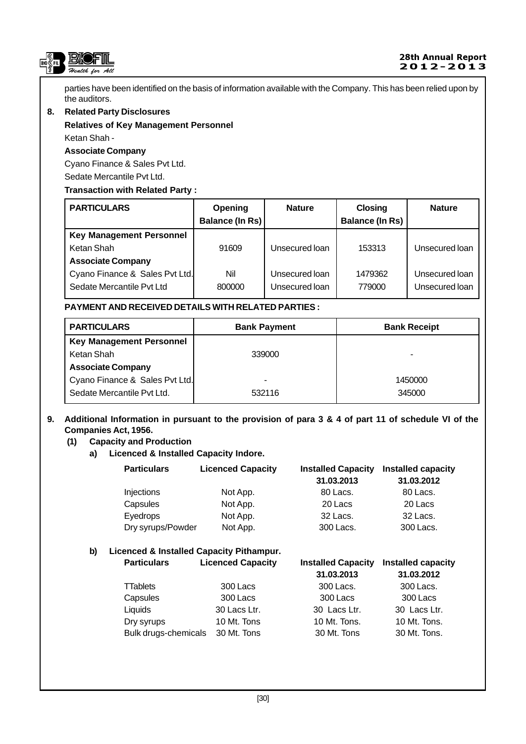parties have been identified on the basis of information available with the Company. This has been relied upon by the auditors.

**8. Related Party Disclosures**

**Relatives of Key Management Personnel**

Ketan Shah -

**Associate Company**

Cyano Finance & Sales Pvt Ltd.

Sedate Mercantile Pvt Ltd.

**Transaction with Related Party :**

| PARTICULARS | Opening Balance (In Rs) | Nature | Closing Balance (In Rs) | Nature |
|---|---|---|---|---|
| **Key Management Personnel** | | | | |
| Ketan Shah | 91609 | Unsecured loan | 153313 | Unsecured loan |
| **Associate Company** | | | | |
| Cyano Finance & Sales Pvt Ltd. | Nil | Unsecured loan | 1479362 | Unsecured loan |
| Sedate Mercantile Pvt Ltd | 800000 | Unsecured loan | 779000 | Unsecured loan |

**PAYMENT AND RECEIVED DETAILS WITH RELATED PARTIES :**

| PARTICULARS | Bank Payment | Bank Receipt |
|---|---|---|
| **Key Management Personnel** | | |
| Ketan Shah | 339000 | - |
| **Associate Company** | | |
| Cyano Finance & Sales Pvt Ltd. | - | 1450000 |
| Sedate Mercantile Pvt Ltd. | 532116 | 345000 |

**9. Additional Information in pursuant to the provision of para 3 & 4 of part 11 of schedule VI of the Companies Act, 1956.**

**(1) Capacity and Production**

**a) Licenced & Installed Capacity Indore.**

| Particulars | Licenced Capacity | Installed Capacity 31.03.2013 | Installed capacity 31.03.2012 |
|---|---|---|---|
| Injections | Not App. | 80 Lacs. | 80 Lacs. |
| Capsules | Not App. | 20 Lacs | 20 Lacs |
| Eyedrops | Not App. | 32 Lacs. | 32 Lacs. |
| Dry syrups/Powder | Not App. | 300 Lacs. | 300 Lacs. |

**b) Licenced & Installed Capacity Pithampur.**

| Particulars | Licenced Capacity | Installed Capacity 31.03.2013 | Installed capacity 31.03.2012 |
|---|---|---|---|
| TTablets | 300 Lacs | 300 Lacs. | 300 Lacs. |
| Capsules | 300 Lacs | 300 Lacs | 300 Lacs |
| Liquids | 30 Lacs Ltr. | 30 Lacs Ltr. | 30 Lacs Ltr. |
| Dry syrups | 10 Mt. Tons | 10 Mt. Tons. | 10 Mt. Tons. |
| Bulk drugs-chemicals | 30 Mt. Tons | 30 Mt. Tons | 30 Mt. Tons. |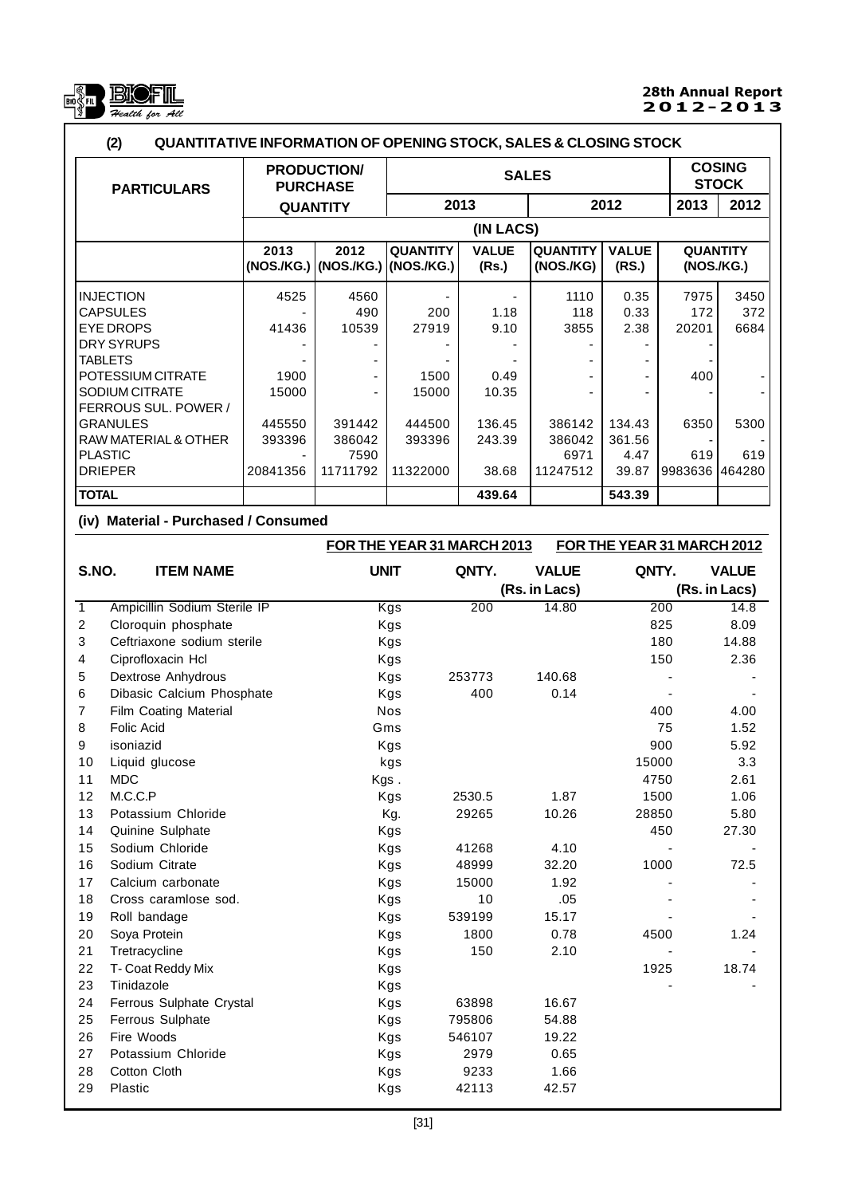### (2) QUANTITATIVE INFORMATION OF OPENING STOCK, SALES & CLOSING STOCK

| PARTICULARS | PRODUCTION/ PURCHASE QUANTITY | | SALES | | | | COSING STOCK | |
|---|---|---|---|---|---|---|---|---|
| | | | 2013 | | 2012 | | 2013 | 2012 |
| | (IN LACS) | | | | | | | |
| | 2013 (NOS./KG.) | 2012 (NOS./KG.) | QUANTITY (NOS./KG.) | VALUE (Rs.) | QUANTITY (NOS./KG) | VALUE (RS.) | QUANTITY (NOS./KG.) | |
| INJECTION | 4525 | 4560 | - | - | 1110 | 0.35 | 7975 | 3450 |
| CAPSULES | - | 490 | 200 | 1.18 | 118 | 0.33 | 172 | 372 |
| EYE DROPS | 41436 | 10539 | 27919 | 9.10 | 3855 | 2.38 | 20201 | 6684 |
| DRY SYRUPS | - | - | - | - | - | - | - | |
| TABLETS | - | - | - | - | - | - | - | |
| POTESSIUM CITRATE | 1900 | - | 1500 | 0.49 | - | - | 400 | - |
| SODIUM CITRATE | 15000 | - | 15000 | 10.35 | - | - | - | - |
| FERROUS SUL. POWER / GRANULES | 445550 | 391442 | 444500 | 136.45 | 386142 | 134.43 | 6350 | 5300 |
| RAW MATERIAL & OTHER | 393396 | 386042 | 393396 | 243.39 | 386042 | 361.56 | - | - |
| PLASTIC | - | 7590 | | | 6971 | 4.47 | 619 | 619 |
| DRIEPER | 20841356 | 11711792 | 11322000 | 38.68 | 11247512 | 39.87 | 9983636 | 464280 |
| **TOTAL** | | | | **439.64** | | **543.39** | | |

### (iv) Material - Purchased / Consumed

| S.NO. | ITEM NAME | UNIT | FOR THE YEAR 31 MARCH 2013 QNTY. | VALUE (Rs. in Lacs) | FOR THE YEAR 31 MARCH 2012 QNTY. | VALUE (Rs. in Lacs) |
|---|---|---|---|---|---|---|
| 1 | Ampicillin Sodium Sterile IP | Kgs | 200 | 14.80 | 200 | 14.8 |
| 2 | Cloroquin phosphate | Kgs | | | 825 | 8.09 |
| 3 | Ceftriaxone sodium sterile | Kgs | | | 180 | 14.88 |
| 4 | Ciprofloxacin Hcl | Kgs | | | 150 | 2.36 |
| 5 | Dextrose Anhydrous | Kgs | 253773 | 140.68 | - | - |
| 6 | Dibasic Calcium Phosphate | Kgs | 400 | 0.14 | - | - |
| 7 | Film Coating Material | Nos | | | 400 | 4.00 |
| 8 | Folic Acid | Gms | | | 75 | 1.52 |
| 9 | isoniazid | Kgs | | | 900 | 5.92 |
| 10 | Liquid glucose | kgs | | | 15000 | 3.3 |
| 11 | MDC | Kgs . | | | 4750 | 2.61 |
| 12 | M.C.C.P | Kgs | 2530.5 | 1.87 | 1500 | 1.06 |
| 13 | Potassium Chloride | Kg. | 29265 | 10.26 | 28850 | 5.80 |
| 14 | Quinine Sulphate | Kgs | | | 450 | 27.30 |
| 15 | Sodium Chloride | Kgs | 41268 | 4.10 | - | - |
| 16 | Sodium Citrate | Kgs | 48999 | 32.20 | 1000 | 72.5 |
| 17 | Calcium carbonate | Kgs | 15000 | 1.92 | - | - |
| 18 | Cross caramlose sod. | Kgs | 10 | .05 | - | - |
| 19 | Roll bandage | Kgs | 539199 | 15.17 | - | - |
| 20 | Soya Protein | Kgs | 1800 | 0.78 | 4500 | 1.24 |
| 21 | Tretracycline | Kgs | 150 | 2.10 | - | - |
| 22 | T- Coat Reddy Mix | Kgs | | | 1925 | 18.74 |
| 23 | Tinidazole | Kgs | | | - | - |
| 24 | Ferrous Sulphate Crystal | Kgs | 63898 | 16.67 | | |
| 25 | Ferrous Sulphate | Kgs | 795806 | 54.88 | | |
| 26 | Fire Woods | Kgs | 546107 | 19.22 | | |
| 27 | Potassium Chloride | Kgs | 2979 | 0.65 | | |
| 28 | Cotton Cloth | Kgs | 9233 | 1.66 | | |
| 29 | Plastic | Kgs | 42113 | 42.57 | | |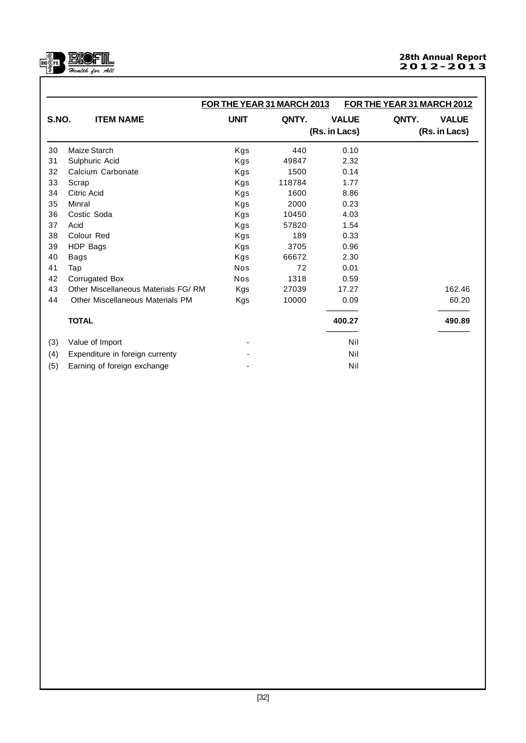| S.NO. | ITEM NAME | UNIT | FOR THE YEAR 31 MARCH 2013 QNTY. | VALUE (Rs. in Lacs) | FOR THE YEAR 31 MARCH 2012 QNTY. | VALUE (Rs. in Lacs) |
|---|---|---|---|---|---|---|
| 30 | Maize Starch | Kgs | 440 | 0.10 | | |
| 31 | Sulphuric Acid | Kgs | 49847 | 2.32 | | |
| 32 | Calcium Carbonate | Kgs | 1500 | 0.14 | | |
| 33 | Scrap | Kgs | 118784 | 1.77 | | |
| 34 | Citric Acid | Kgs | 1600 | 8.86 | | |
| 35 | Minral | Kgs | 2000 | 0.23 | | |
| 36 | Costic Soda | Kgs | 10450 | 4.03 | | |
| 37 | Acid | Kgs | 57820 | 1.54 | | |
| 38 | Colour Red | Kgs | 189 | 0.33 | | |
| 39 | HDP Bags | Kgs | 3705 | 0.96 | | |
| 40 | Bags | Kgs | 66672 | 2.30 | | |
| 41 | Tap | Nos | 72 | 0.01 | | |
| 42 | Corrugated Box | Nos | 1318 | 0.59 | | |
| 43 | Other Miscellaneous Materials FG/ RM | Kgs | 27039 | 17.27 | | 162.46 |
| 44 | Other Miscellaneous Materials PM | Kgs | 10000 | 0.09 | | 60.20 |
| | **TOTAL** | | | **400.27** | | **490.89** |
| (3) | Value of Import | - | | Nil | | |
| (4) | Expenditure in foreign currenty | - | | Nil | | |
| (5) | Earning of foreign exchange | - | | Nil | | |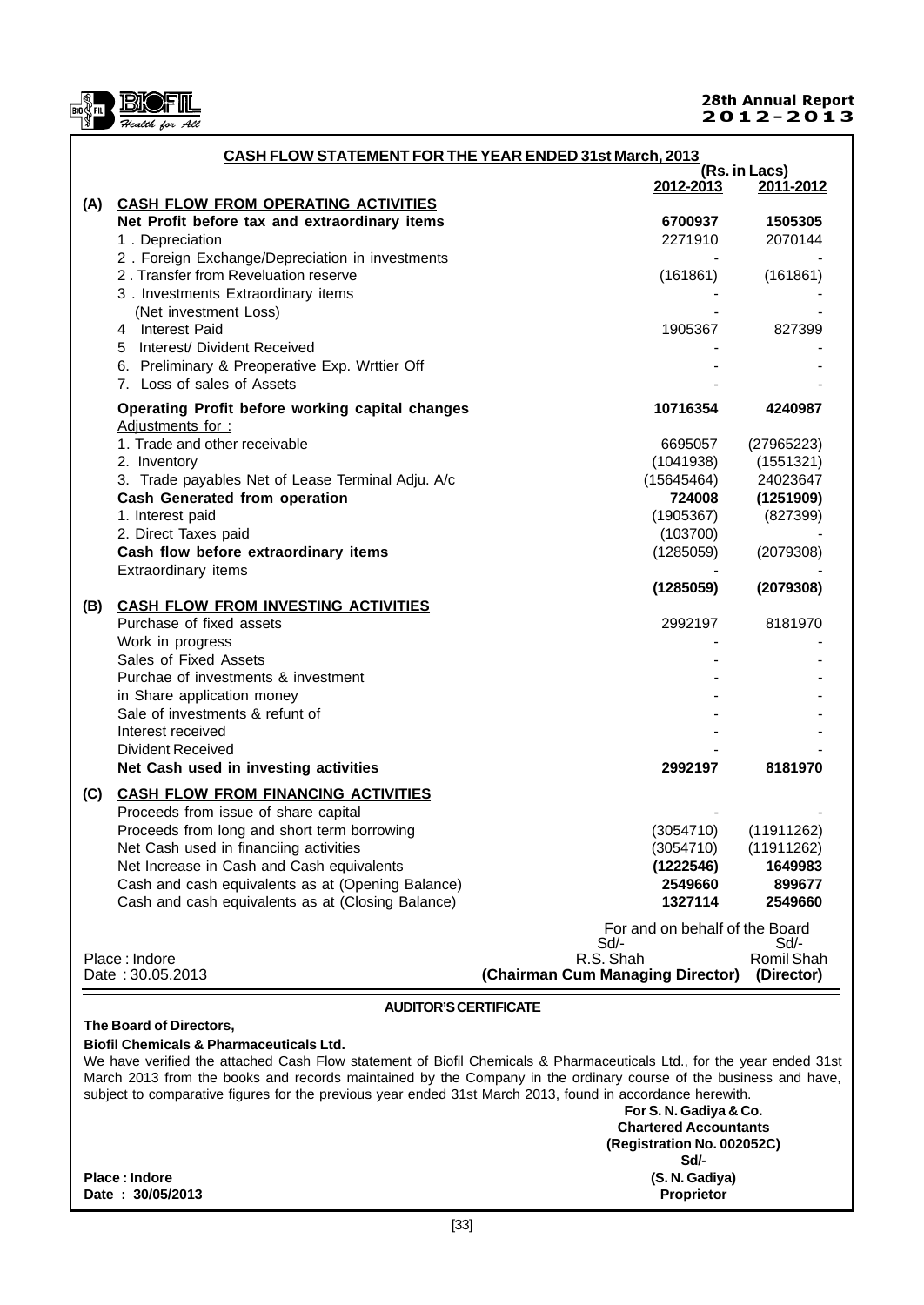## CASH FLOW STATEMENT FOR THE YEAR ENDED 31st March, 2013

(Rs. in Lacs)

| | | 2012-2013 | 2011-2012 |
|---|---|---|---|
| **(A)** | **CASH FLOW FROM OPERATING ACTIVITIES** | | |
| | **Net Profit before tax and extraordinary items** | **6700937** | **1505305** |
| | 1 . Depreciation | 2271910 | 2070144 |
| | 2 . Foreign Exchange/Depreciation in investments | - | - |
| | 2 . Transfer from Reveluation reserve | (161861) | (161861) |
| | 3 . Investments Extraordinary items (Net investment Loss) | - | - |
| | 4 Interest Paid | 1905367 | 827399 |
| | 5 Interest/ Divident Received | - | - |
| | 6. Preliminary & Preoperative Exp. Wrttier Off | - | - |
| | 7. Loss of sales of Assets | - | - |
| | **Operating Profit before working capital changes** | **10716354** | **4240987** |
| | Adjustments for : | | |
| | 1. Trade and other receivable | 6695057 | (27965223) |
| | 2. Inventory | (1041938) | (1551321) |
| | 3. Trade payables Net of Lease Terminal Adju. A/c | (15645464) | 24023647 |
| | **Cash Generated from operation** | **724008** | **(1251909)** |
| | 1. Interest paid | (1905367) | (827399) |
| | 2. Direct Taxes paid | (103700) | - |
| | **Cash flow before extraordinary items** | (1285059) | (2079308) |
| | Extraordinary items | - | - |
| | | **(1285059)** | **(2079308)** |
| **(B)** | **CASH FLOW FROM INVESTING ACTIVITIES** | | |
| | Purchase of fixed assets | 2992197 | 8181970 |
| | Work in progress | - | - |
| | Sales of Fixed Assets | - | - |
| | Purchae of investments & investment | - | - |
| | in Share application money | - | - |
| | Sale of investments & refunt of | - | - |
| | Interest received | - | - |
| | Divident Received | - | - |
| | **Net Cash used in investing activities** | **2992197** | **8181970** |
| **(C)** | **CASH FLOW FROM FINANCING ACTIVITIES** | | |
| | Proceeds from issue of share capital | - | - |
| | Proceeds from long and short term borrowing | (3054710) | (11911262) |
| | Net Cash used in financiing activities | (3054710) | (11911262) |
| | Net Increase in Cash and Cash equivalents | **(1222546)** | **1649983** |
| | Cash and cash equivalents as at (Opening Balance) | **2549660** | **899677** |
| | Cash and cash equivalents as at (Closing Balance) | **1327114** | **2549660** |

For and on behalf of the Board

Place : Indore
Date : 30.05.2013

Sd/-
R.S. Shah
**(Chairman Cum Managing Director)**

Sd/-
Romil Shah
**(Director)**

### AUDITOR'S CERTIFICATE

**The Board of Directors,**

**Biofil Chemicals & Pharmaceuticals Ltd.**

We have verified the attached Cash Flow statement of Biofil Chemicals & Pharmaceuticals Ltd., for the year ended 31st March 2013 from the books and records maintained by the Company in the ordinary course of the business and have, subject to comparative figures for the previous year ended 31st March 2013, found in accordance herewith.

**For S. N. Gadiya & Co.**
**Chartered Accountants**
**(Registration No. 002052C)**
**Sd/-**
**(S. N. Gadiya)**
**Proprietor**

**Place : Indore**
**Date : 30/05/2013**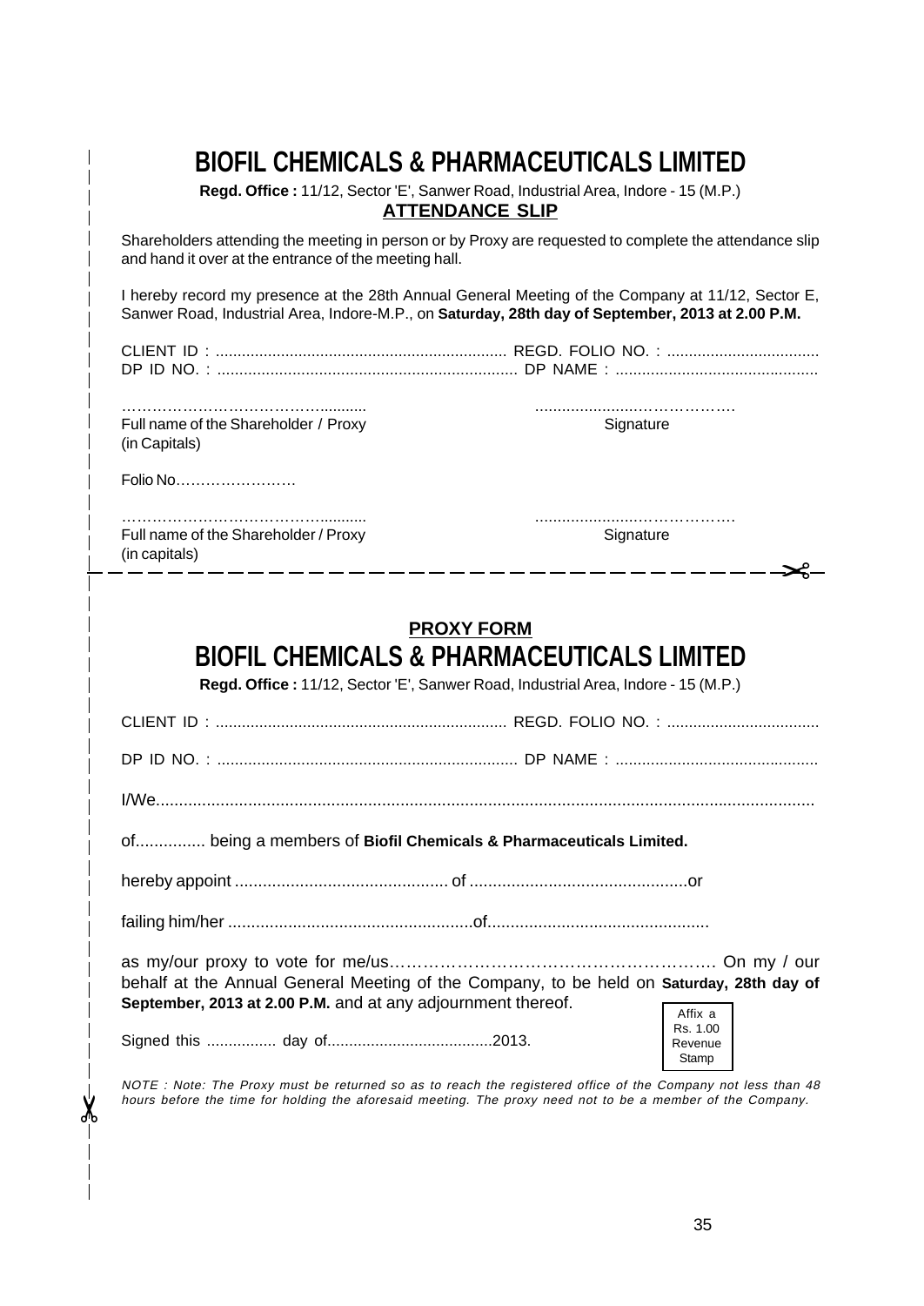# BIOFIL CHEMICALS & PHARMACEUTICALS LIMITED

**Regd. Office :** 11/12, Sector 'E', Sanwer Road, Industrial Area, Indore - 15 (M.P.)

## ATTENDANCE SLIP

Shareholders attending the meeting in person or by Proxy are requested to complete the attendance slip and hand it over at the entrance of the meeting hall.

I hereby record my presence at the 28th Annual General Meeting of the Company at 11/12, Sector E, Sanwer Road, Industrial Area, Indore-M.P., on **Saturday, 28th day of September, 2013 at 2.00 P.M.**

CLIENT ID : .................................................................. REGD. FOLIO NO. : ..................................

DP ID NO. : .................................................................... DP NAME : .............................................

……………………………………........... ......................………………

Full name of the Shareholder / Proxy (in Capitals) Signature

Folio No……………………

……………………………………........... ......................………………

Full name of the Shareholder / Proxy (in capitals) Signature

---

## PROXY FORM

# BIOFIL CHEMICALS & PHARMACEUTICALS LIMITED

**Regd. Office :** 11/12, Sector 'E', Sanwer Road, Industrial Area, Indore - 15 (M.P.)

CLIENT ID : .................................................................. REGD. FOLIO NO. : ..................................

DP ID NO. : .................................................................... DP NAME : .............................................

I/We.............................................................................................................................................

of............... being a members of **Biofil Chemicals & Pharmaceuticals Limited.**

hereby appoint .............................................. of ...............................................or

failing him/her .....................................................of................................................

as my/our proxy to vote for me/us……………………………………………………. On my / our behalf at the Annual General Meeting of the Company, to be held on **Saturday, 28th day of September, 2013 at 2.00 P.M.** and at any adjournment thereof.

Signed this ................ day of.....................................2013.

Affix a Rs. 1.00 Revenue Stamp

*NOTE : Note: The Proxy must be returned so as to reach the registered office of the Company not less than 48 hours before the time for holding the aforesaid meeting. The proxy need not to be a member of the Company.*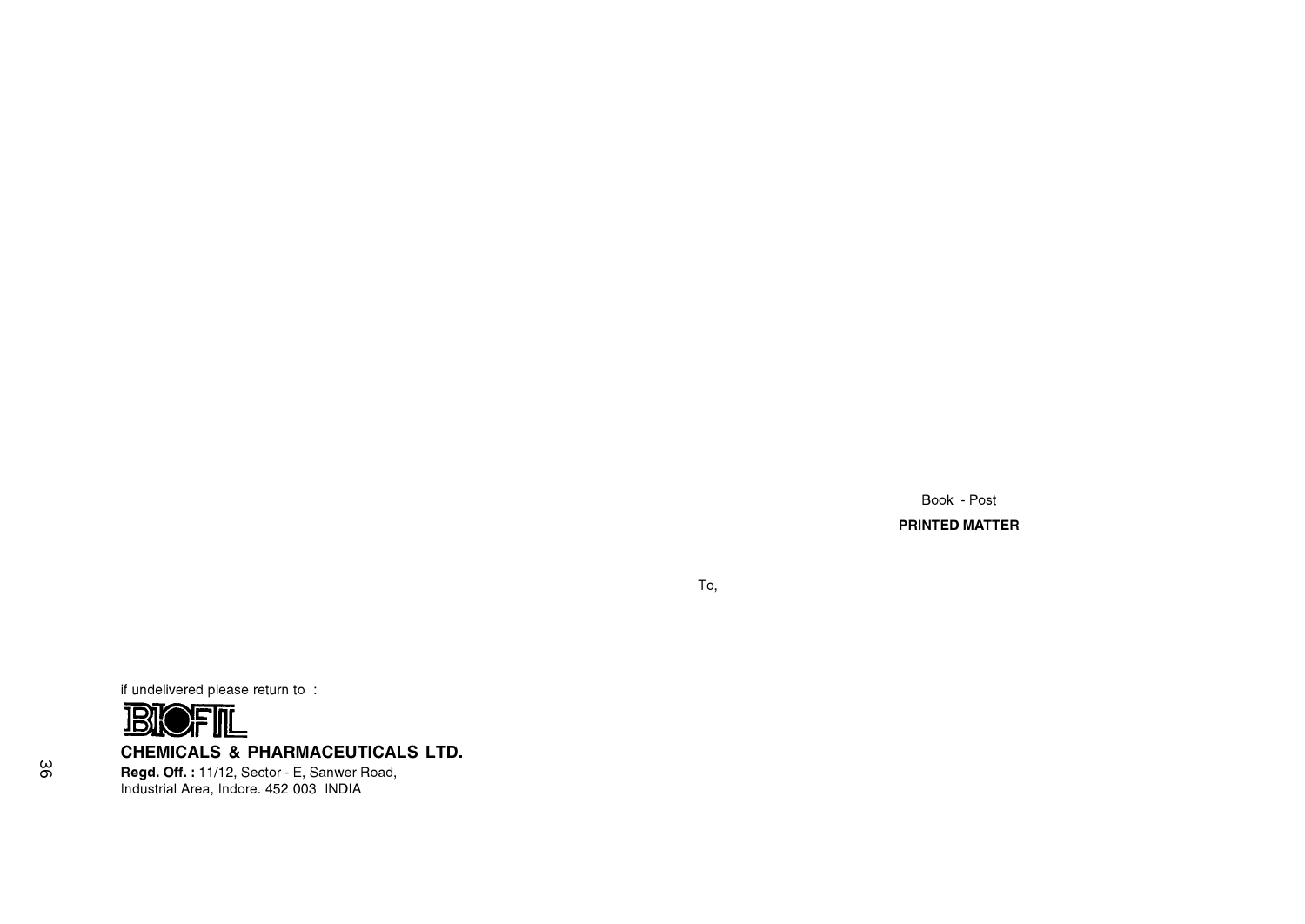Book - Post

**PRINTED MATTER**

To,

if undelivered please return to :

BIOFIL

**CHEMICALS & PHARMACEUTICALS LTD.**

**Regd. Off. :** 11/12, Sector - E, Sanwer Road,
Industrial Area, Indore. 452 003 INDIA